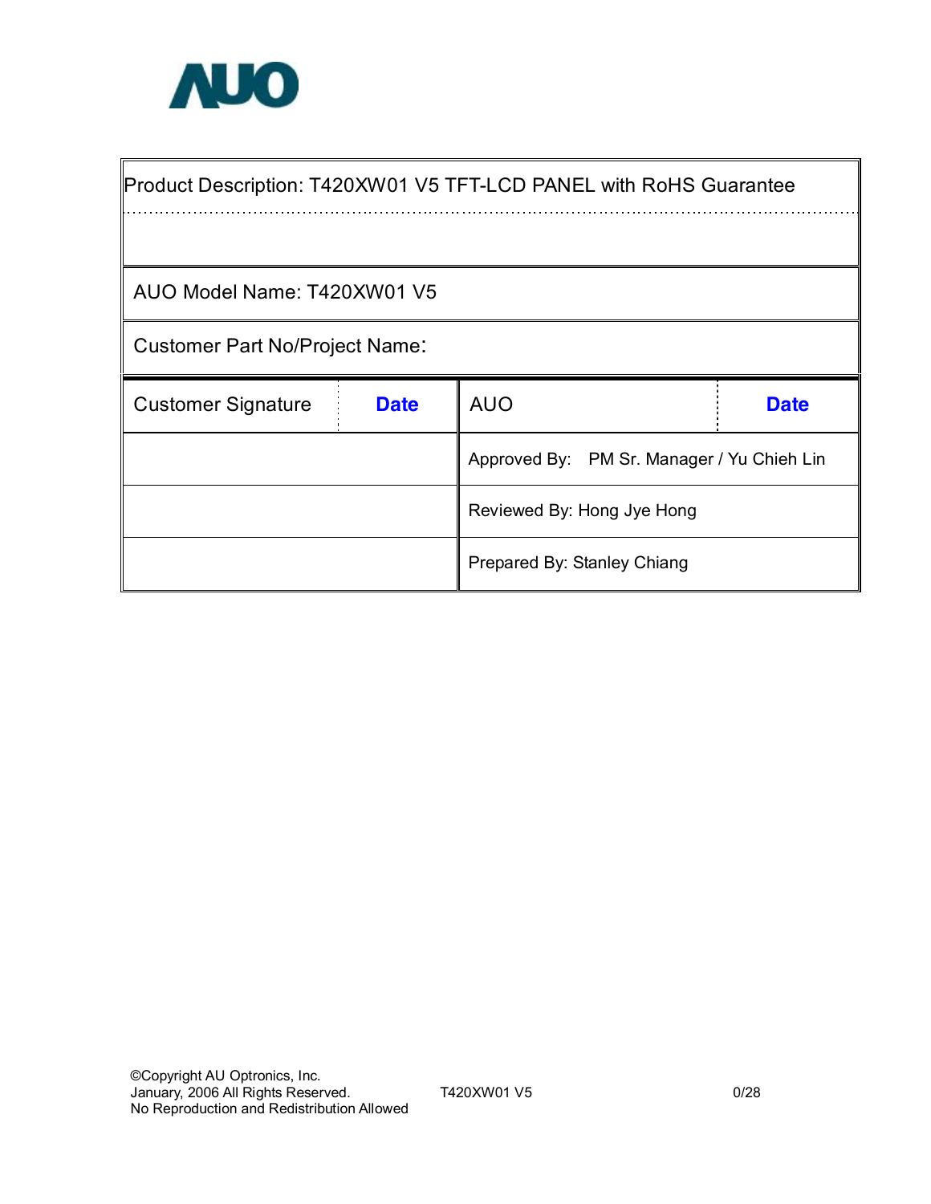AUO

Product Description: T420XW01 V5 TFT-LCD PANEL with RoHS Guarantee

AUO Model Name: T420XW01 V5

Customer Part No/Project Name:

| Customer Signature | Date | AUO | Date |
| --- | --- | --- | --- |
| | | Approved By: PM Sr. Manager / Yu Chieh Lin | |
| | | Reviewed By: Hong Jye Hong | |
| | | Prepared By: Stanley Chiang | |

©Copyright AU Optronics, Inc.
January, 2006 All Rights Reserved.
No Reproduction and Redistribution Allowed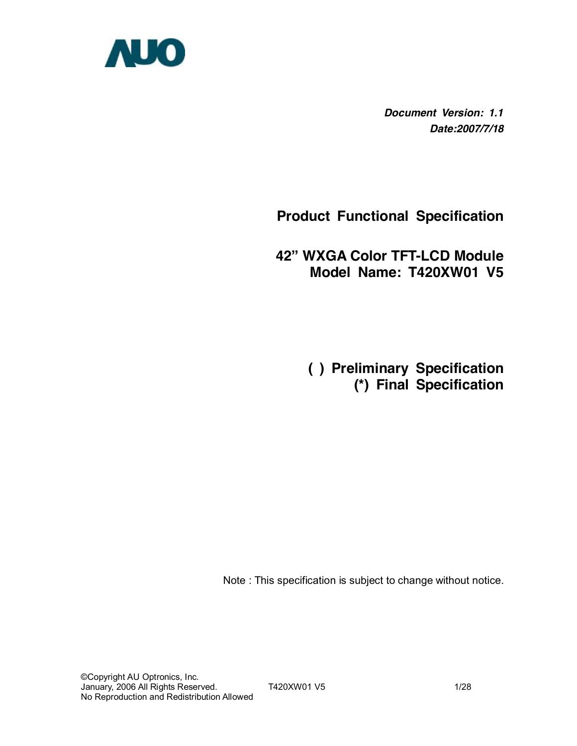AUO

***Document Version: 1.1***
***Date:2007/7/18***

# Product Functional Specification

## 42” WXGA Color TFT-LCD Module
## Model Name: T420XW01 V5

**( ) Preliminary Specification**
**(*) Final Specification**

Note : This specification is subject to change without notice.

©Copyright AU Optronics, Inc.
January, 2006 All Rights Reserved.
No Reproduction and Redistribution Allowed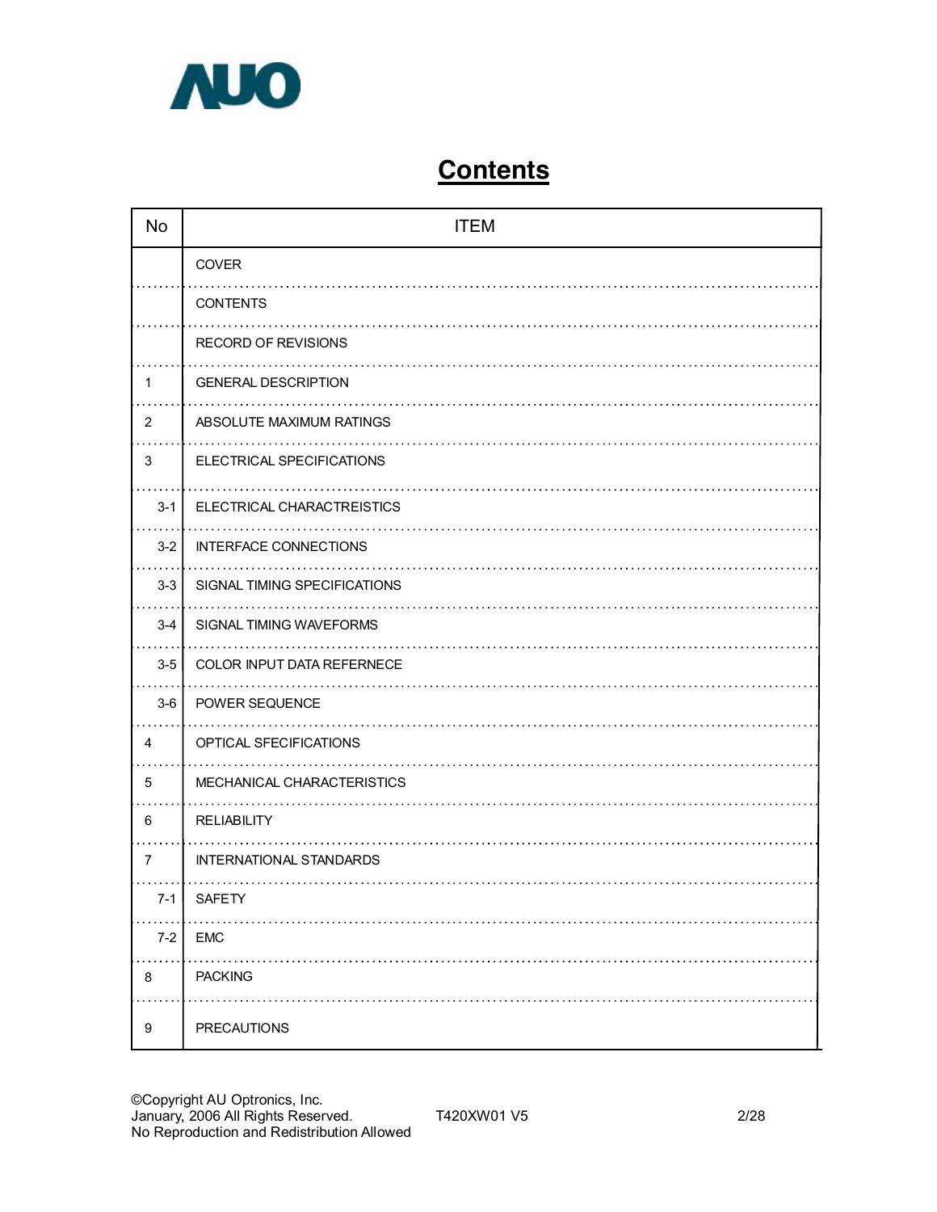# Contents

| No | ITEM |
|---|---|
| | COVER |
| | CONTENTS |
| | RECORD OF REVISIONS |
| 1 | GENERAL DESCRIPTION |
| 2 | ABSOLUTE MAXIMUM RATINGS |
| 3 | ELECTRICAL SPECIFICATIONS |
| 3-1 | ELECTRICAL CHARACTREISTICS |
| 3-2 | INTERFACE CONNECTIONS |
| 3-3 | SIGNAL TIMING SPECIFICATIONS |
| 3-4 | SIGNAL TIMING WAVEFORMS |
| 3-5 | COLOR INPUT DATA REFERNECE |
| 3-6 | POWER SEQUENCE |
| 4 | OPTICAL SFECIFICATIONS |
| 5 | MECHANICAL CHARACTERISTICS |
| 6 | RELIABILITY |
| 7 | INTERNATIONAL STANDARDS |
| 7-1 | SAFETY |
| 7-2 | EMC |
| 8 | PACKING |
| 9 | PRECAUTIONS |

©Copyright AU Optronics, Inc.
January, 2006 All Rights Reserved.
No Reproduction and Redistribution Allowed
T420XW01 V5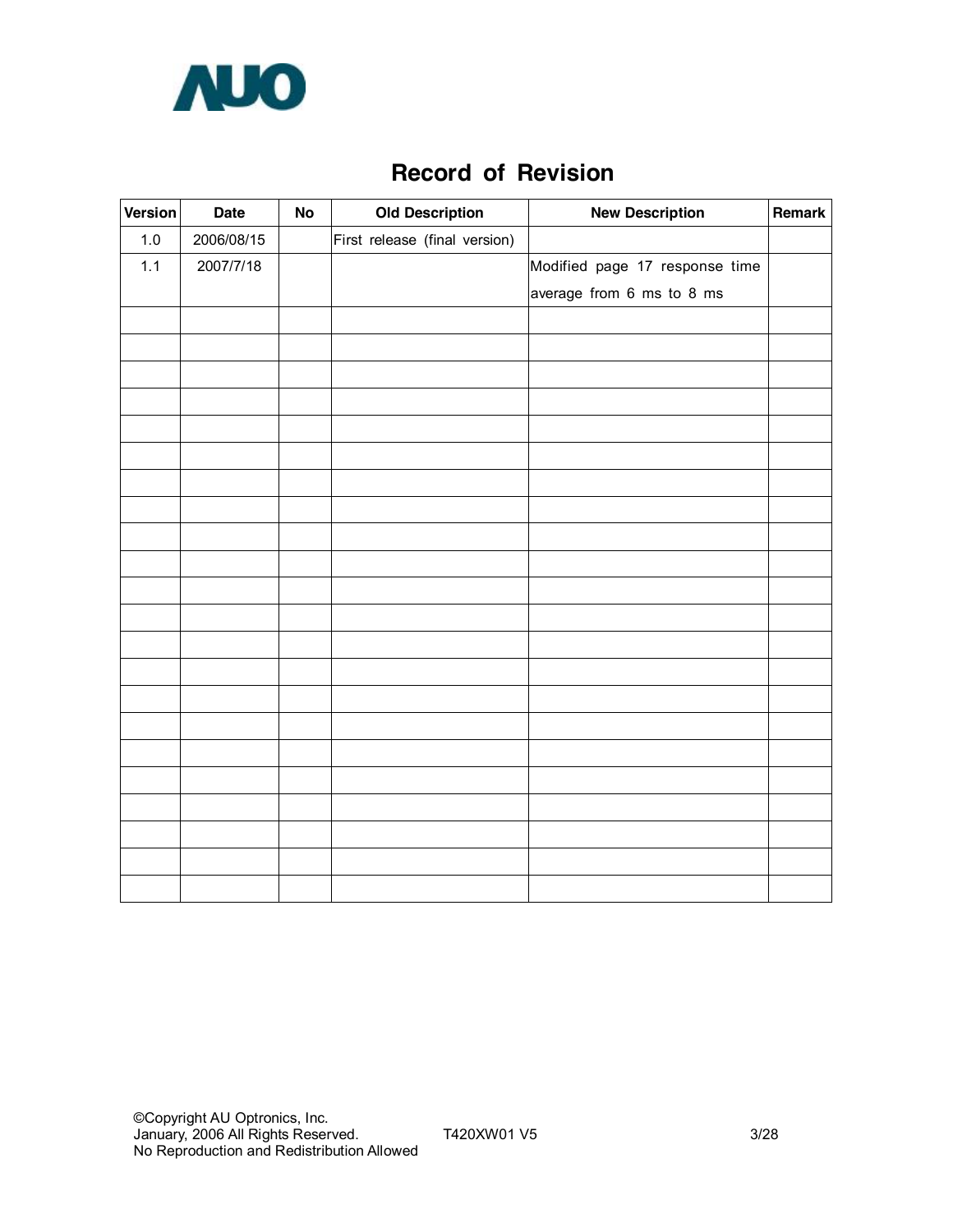# Record of Revision

| Version | Date | No | Old Description | New Description | Remark |
|---|---|---|---|---|---|
| 1.0 | 2006/08/15 | | First release (final version) | | |
| 1.1 | 2007/7/18 | | | Modified page 17 response time average from 6 ms to 8 ms | |
| | | | | | |
| | | | | | |
| | | | | | |
| | | | | | |
| | | | | | |
| | | | | | |
| | | | | | |
| | | | | | |
| | | | | | |
| | | | | | |
| | | | | | |
| | | | | | |
| | | | | | |
| | | | | | |
| | | | | | |
| | | | | | |
| | | | | | |
| | | | | | |
| | | | | | |
| | | | | | |
| | | | | | |
| | | | | | |
| | | | | | |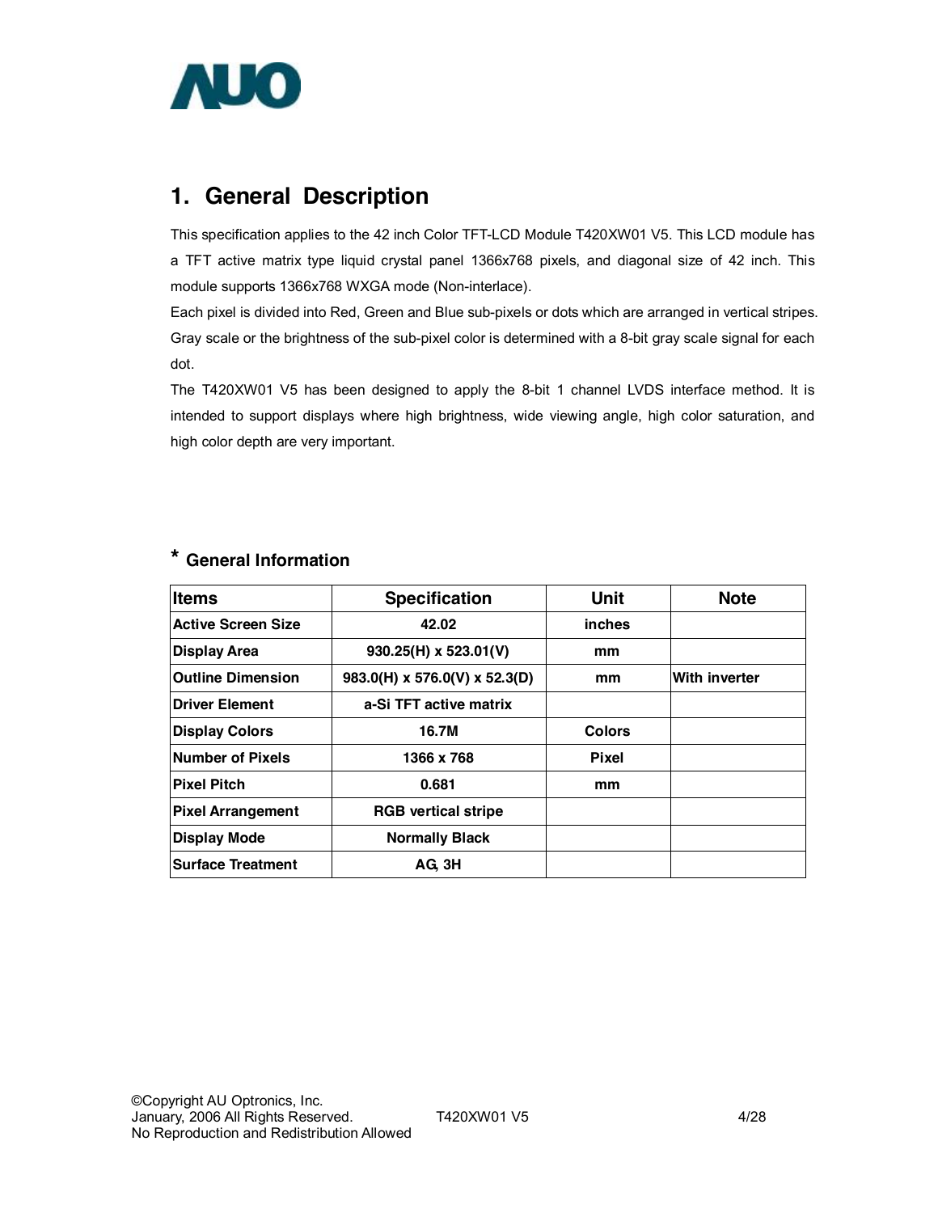# 1. General Description

This specification applies to the 42 inch Color TFT-LCD Module T420XW01 V5. This LCD module has a TFT active matrix type liquid crystal panel 1366x768 pixels, and diagonal size of 42 inch. This module supports 1366x768 WXGA mode (Non-interlace).

Each pixel is divided into Red, Green and Blue sub-pixels or dots which are arranged in vertical stripes. Gray scale or the brightness of the sub-pixel color is determined with a 8-bit gray scale signal for each dot.

The T420XW01 V5 has been designed to apply the 8-bit 1 channel LVDS interface method. It is intended to support displays where high brightness, wide viewing angle, high color saturation, and high color depth are very important.

## * General Information

| Items | Specification | Unit | Note |
|---|---|---|---|
| Active Screen Size | 42.02 | inches | |
| Display Area | 930.25(H) x 523.01(V) | mm | |
| Outline Dimension | 983.0(H) x 576.0(V) x 52.3(D) | mm | With inverter |
| Driver Element | a-Si TFT active matrix | | |
| Display Colors | 16.7M | Colors | |
| Number of Pixels | 1366 x 768 | Pixel | |
| Pixel Pitch | 0.681 | mm | |
| Pixel Arrangement | RGB vertical stripe | | |
| Display Mode | Normally Black | | |
| Surface Treatment | AG, 3H | | |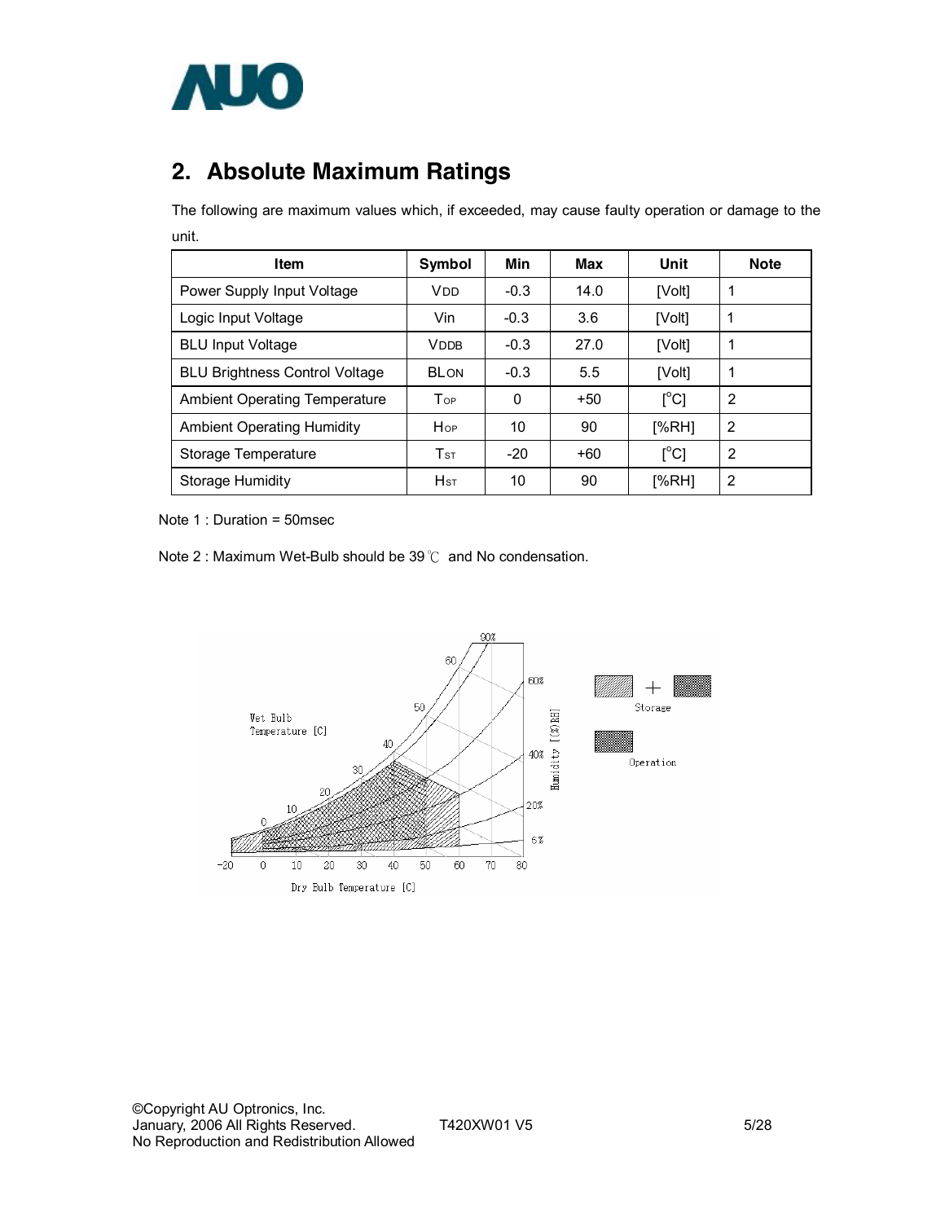## 2. Absolute Maximum Ratings

The following are maximum values which, if exceeded, may cause faulty operation or damage to the unit.

| Item | Symbol | Min | Max | Unit | Note |
|---|---|---|---|---|---|
| Power Supply Input Voltage | $V_{DD}$ | -0.3 | 14.0 | [Volt] | 1 |
| Logic Input Voltage | Vin | -0.3 | 3.6 | [Volt] | 1 |
| BLU Input Voltage | $V_{DDB}$ | -0.3 | 27.0 | [Volt] | 1 |
| BLU Brightness Control Voltage | $BL_{ON}$ | -0.3 | 5.5 | [Volt] | 1 |
| Ambient Operating Temperature | $T_{OP}$ | 0 | +50 | [°C] | 2 |
| Ambient Operating Humidity | $H_{OP}$ | 10 | 90 | [%RH] | 2 |
| Storage Temperature | $T_{ST}$ | -20 | +60 | [°C] | 2 |
| Storage Humidity | $H_{ST}$ | 10 | 90 | [%RH] | 2 |

Note 1 : Duration = 50msec

Note 2 : Maximum Wet-Bulb should be 39℃ and No condensation.

Wet Bulb Temperature [C]

60
50
40
30
20
10
0

90%
60%
40%
20%
5%

Humidity [(%)RH]

-20 0 10 20 30 40 50 60 70 80

Dry Bulb Temperature [C]

+ Storage

Operation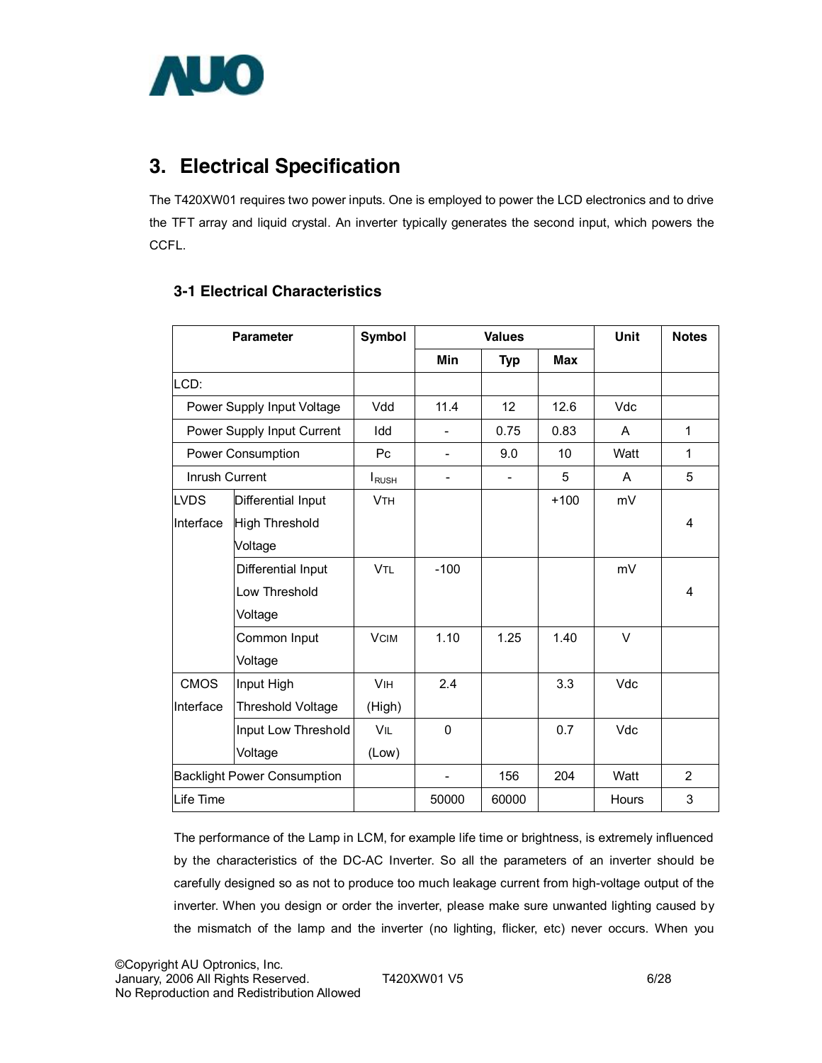## 3. Electrical Specification

The T420XW01 requires two power inputs. One is employed to power the LCD electronics and to drive the TFT array and liquid crystal. An inverter typically generates the second input, which powers the CCFL.

### 3-1 Electrical Characteristics

| Parameter | | Symbol | Values | | | Unit | Notes |
|---|---|---|---|---|---|---|---|
| | | | Min | Typ | Max | | |
| LCD: | | | | | | | |
| Power Supply Input Voltage | | Vdd | 11.4 | 12 | 12.6 | Vdc | |
| Power Supply Input Current | | Idd | - | 0.75 | 0.83 | A | 1 |
| Power Consumption | | Pc | - | 9.0 | 10 | Watt | 1 |
| Inrush Current | | $I_{RUSH}$ | - | - | 5 | A | 5 |
| LVDS Interface | Differential Input High Threshold Voltage | $V_{TH}$ | | | +100 | mV | 4 |
| | Differential Input Low Threshold Voltage | $V_{TL}$ | -100 | | | mV | 4 |
| | Common Input Voltage | $V_{CIM}$ | 1.10 | 1.25 | 1.40 | V | |
| CMOS Interface | Input High Threshold Voltage | $V_{IH}$ (High) | 2.4 | | 3.3 | Vdc | |
| | Input Low Threshold Voltage | $V_{IL}$ (Low) | 0 | | 0.7 | Vdc | |
| Backlight Power Consumption | | | - | 156 | 204 | Watt | 2 |
| Life Time | | | 50000 | 60000 | | Hours | 3 |

The performance of the Lamp in LCM, for example life time or brightness, is extremely influenced by the characteristics of the DC-AC Inverter. So all the parameters of an inverter should be carefully designed so as not to produce too much leakage current from high-voltage output of the inverter. When you design or order the inverter, please make sure unwanted lighting caused by the mismatch of the lamp and the inverter (no lighting, flicker, etc) never occurs. When you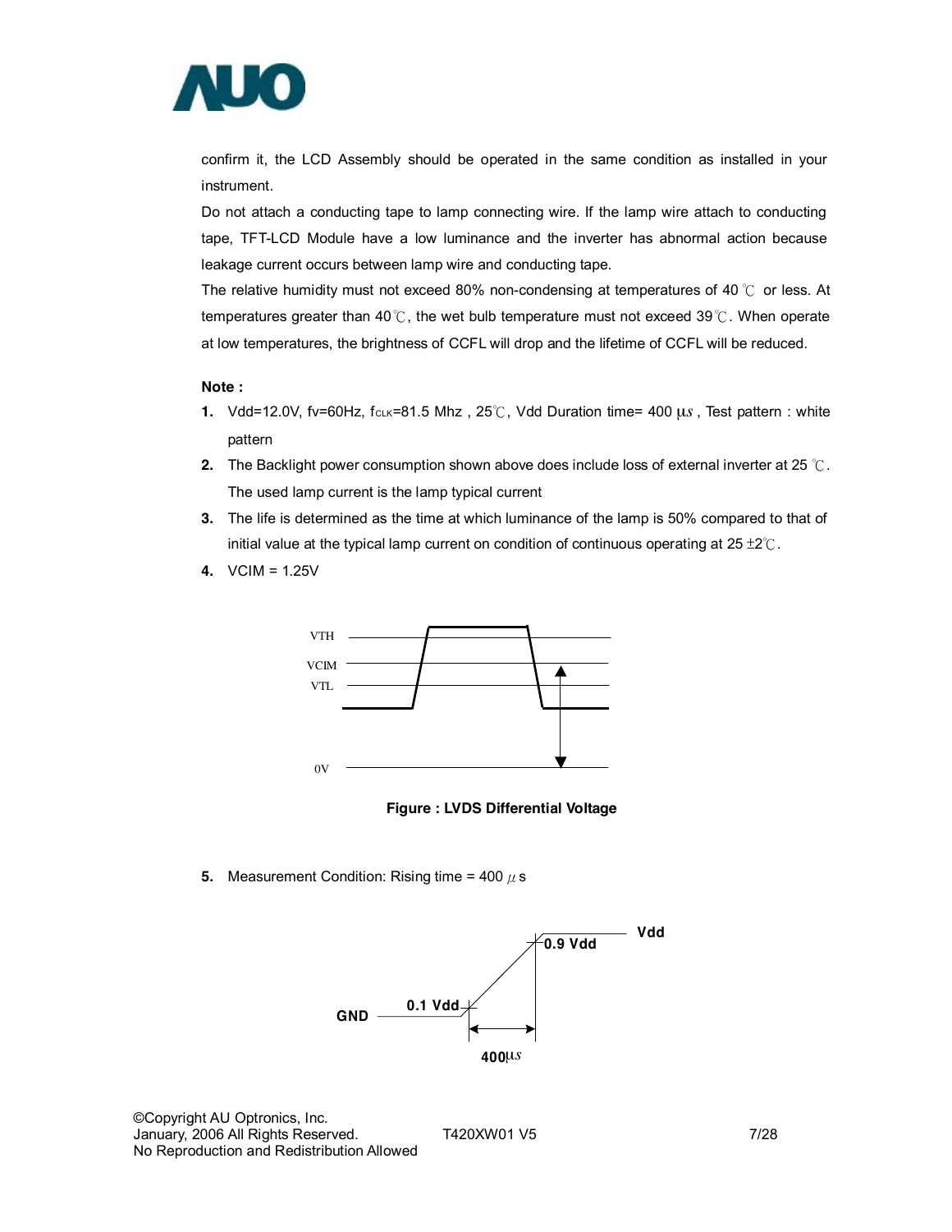confirm it, the LCD Assembly should be operated in the same condition as installed in your instrument.

Do not attach a conducting tape to lamp connecting wire. If the lamp wire attach to conducting tape, TFT-LCD Module have a low luminance and the inverter has abnormal action because leakage current occurs between lamp wire and conducting tape.

The relative humidity must not exceed 80% non-condensing at temperatures of 40 ℃ or less. At temperatures greater than 40℃, the wet bulb temperature must not exceed 39℃. When operate at low temperatures, the brightness of CCFL will drop and the lifetime of CCFL will be reduced.

**Note :**

1. Vdd=12.0V, fv=60Hz, $f_{CLK}$=81.5 Mhz , 25℃, Vdd Duration time= 400 μs , Test pattern : white pattern
2. The Backlight power consumption shown above does include loss of external inverter at 25 ℃. The used lamp current is the lamp typical current
3. The life is determined as the time at which luminance of the lamp is 50% compared to that of initial value at the typical lamp current on condition of continuous operating at 25 ±2℃.
4. VCIM = 1.25V

VTH

VCIM

VTL

0V

**Figure : LVDS Differential Voltage**

5. Measurement Condition: Rising time = 400 μs

Vdd

0.9 Vdd

0.1 Vdd

GND

400μs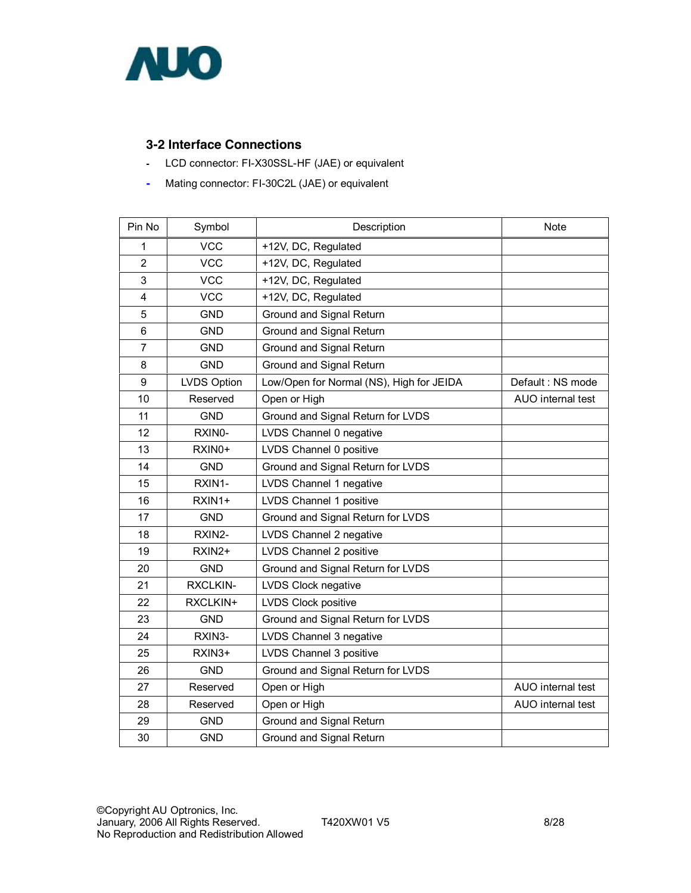### 3-2 Interface Connections

- LCD connector: FI-X30SSL-HF (JAE) or equivalent
- Mating connector: FI-30C2L (JAE) or equivalent

| Pin No | Symbol | Description | Note |
|---|---|---|---|
| 1 | VCC | +12V, DC, Regulated | |
| 2 | VCC | +12V, DC, Regulated | |
| 3 | VCC | +12V, DC, Regulated | |
| 4 | VCC | +12V, DC, Regulated | |
| 5 | GND | Ground and Signal Return | |
| 6 | GND | Ground and Signal Return | |
| 7 | GND | Ground and Signal Return | |
| 8 | GND | Ground and Signal Return | |
| 9 | LVDS Option | Low/Open for Normal (NS), High for JEIDA | Default : NS mode |
| 10 | Reserved | Open or High | AUO internal test |
| 11 | GND | Ground and Signal Return for LVDS | |
| 12 | RXIN0- | LVDS Channel 0 negative | |
| 13 | RXIN0+ | LVDS Channel 0 positive | |
| 14 | GND | Ground and Signal Return for LVDS | |
| 15 | RXIN1- | LVDS Channel 1 negative | |
| 16 | RXIN1+ | LVDS Channel 1 positive | |
| 17 | GND | Ground and Signal Return for LVDS | |
| 18 | RXIN2- | LVDS Channel 2 negative | |
| 19 | RXIN2+ | LVDS Channel 2 positive | |
| 20 | GND | Ground and Signal Return for LVDS | |
| 21 | RXCLKIN- | LVDS Clock negative | |
| 22 | RXCLKIN+ | LVDS Clock positive | |
| 23 | GND | Ground and Signal Return for LVDS | |
| 24 | RXIN3- | LVDS Channel 3 negative | |
| 25 | RXIN3+ | LVDS Channel 3 positive | |
| 26 | GND | Ground and Signal Return for LVDS | |
| 27 | Reserved | Open or High | AUO internal test |
| 28 | Reserved | Open or High | AUO internal test |
| 29 | GND | Ground and Signal Return | |
| 30 | GND | Ground and Signal Return | |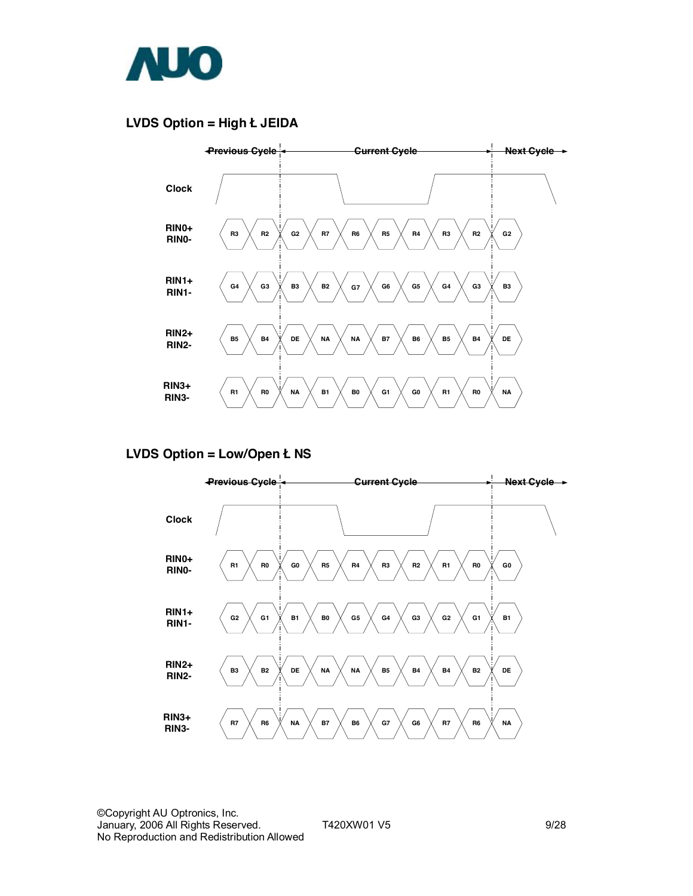## LVDS Option = High Ł JEIDA

Previous Cycle

Current Cycle

Next Cycle

Clock

RIN0+
RIN0-

R3 R2 G2 R7 R6 R5 R4 R3 R2 G2

RIN1+
RIN1-

G4 G3 B3 B2 G7 G6 G5 G4 G3 B3

RIN2+
RIN2-

B5 B4 DE NA NA B7 B6 B5 B4 DE

RIN3+
RIN3-

R1 R0 NA B1 B0 G1 G0 R1 R0 NA

## LVDS Option = Low/Open Ł NS

Previous Cycle

Current Cycle

Next Cycle

Clock

RIN0+
RIN0-

R1 R0 G0 R5 R4 R3 R2 R1 R0 G0

RIN1+
RIN1-

G2 G1 B1 B0 G5 G4 G3 G2 G1 B1

RIN2+
RIN2-

B3 B2 DE NA NA B5 B4 B4 B2 DE

RIN3+
RIN3-

R7 R6 NA B7 B6 G7 G6 R7 R6 NA

©Copyright AU Optronics, Inc.
January, 2006 All Rights Reserved.
No Reproduction and Redistribution Allowed

T420XW01 V5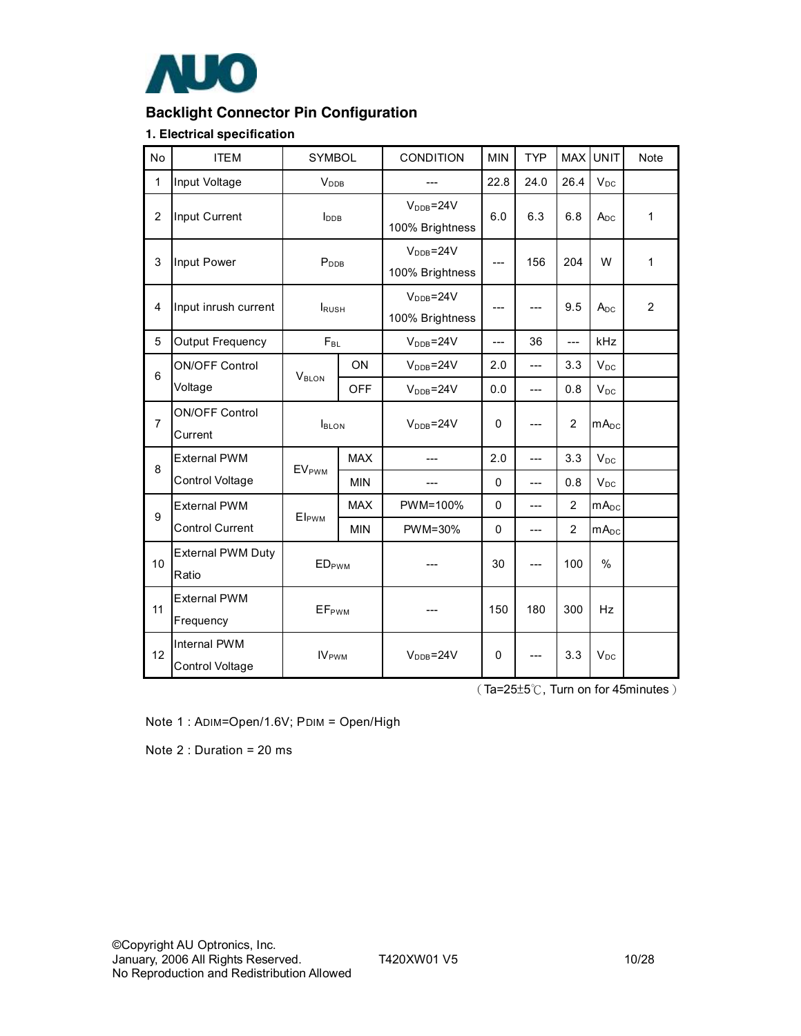## Backlight Connector Pin Configuration

### 1. Electrical specification

| No | ITEM | SYMBOL | | CONDITION | MIN | TYP | MAX | UNIT | Note |
|---|---|---|---|---|---|---|---|---|---|
| 1 | Input Voltage | $V_{DDB}$ | | --- | 22.8 | 24.0 | 26.4 | $V_{DC}$ | |
| 2 | Input Current | $I_{DDB}$ | | $V_{DDB}$=24V 100% Brightness | 6.0 | 6.3 | 6.8 | $A_{DC}$ | 1 |
| 3 | Input Power | $P_{DDB}$ | | $V_{DDB}$=24V 100% Brightness | --- | 156 | 204 | W | 1 |
| 4 | Input inrush current | $I_{RUSH}$ | | $V_{DDB}$=24V 100% Brightness | --- | --- | 9.5 | $A_{DC}$ | 2 |
| 5 | Output Frequency | $F_{BL}$ | | $V_{DDB}$=24V | --- | 36 | --- | kHz | |
| 6 | ON/OFF Control Voltage | $V_{BLON}$ | ON | $V_{DDB}$=24V | 2.0 | --- | 3.3 | $V_{DC}$ | |
| | | | OFF | $V_{DDB}$=24V | 0.0 | --- | 0.8 | $V_{DC}$ | |
| 7 | ON/OFF Control Current | $I_{BLON}$ | | $V_{DDB}$=24V | 0 | --- | 2 | $mA_{DC}$ | |
| 8 | External PWM Control Voltage | $EV_{PWM}$ | MAX | --- | 2.0 | --- | 3.3 | $V_{DC}$ | |
| | | | MIN | --- | 0 | --- | 0.8 | $V_{DC}$ | |
| 9 | External PWM Control Current | $EI_{PWM}$ | MAX | PWM=100% | 0 | --- | 2 | $mA_{DC}$ | |
| | | | MIN | PWM=30% | 0 | --- | 2 | $mA_{DC}$ | |
| 10 | External PWM Duty Ratio | $ED_{PWM}$ | | --- | 30 | --- | 100 | % | |
| 11 | External PWM Frequency | $EF_{PWM}$ | | --- | 150 | 180 | 300 | Hz | |
| 12 | Internal PWM Control Voltage | $IV_{PWM}$ | | $V_{DDB}$=24V | 0 | --- | 3.3 | $V_{DC}$ | |

（Ta=25±5℃, Turn on for 45minutes）

Note 1 : ADIM=Open/1.6V; PDIM = Open/High

Note 2 : Duration = 20 ms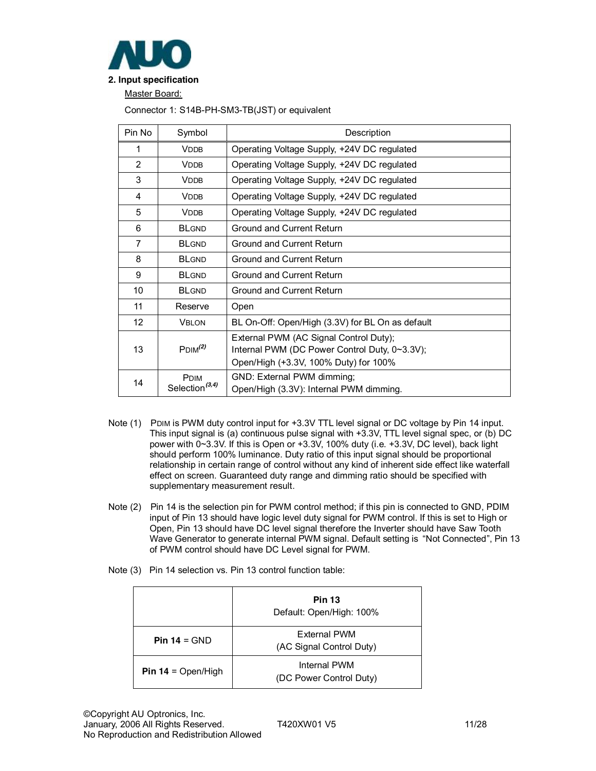## 2. Input specification

Master Board:

Connector 1: S14B-PH-SM3-TB(JST) or equivalent

| Pin No | Symbol | Description |
|---|---|---|
| 1 | VDDB | Operating Voltage Supply, +24V DC regulated |
| 2 | VDDB | Operating Voltage Supply, +24V DC regulated |
| 3 | VDDB | Operating Voltage Supply, +24V DC regulated |
| 4 | VDDB | Operating Voltage Supply, +24V DC regulated |
| 5 | VDDB | Operating Voltage Supply, +24V DC regulated |
| 6 | BLGND | Ground and Current Return |
| 7 | BLGND | Ground and Current Return |
| 8 | BLGND | Ground and Current Return |
| 9 | BLGND | Ground and Current Return |
| 10 | BLGND | Ground and Current Return |
| 11 | Reserve | Open |
| 12 | VBLON | BL On-Off: Open/High (3.3V) for BL On as default |
| 13 | PDIM(2) | External PWM (AC Signal Control Duty);<br>Internal PWM (DC Power Control Duty, 0~3.3V);<br>Open/High (+3.3V, 100% Duty) for 100% |
| 14 | PDIM Selection(3,4) | GND: External PWM dimming;<br>Open/High (3.3V): Internal PWM dimming. |

Note (1) PDIM is PWM duty control input for +3.3V TTL level signal or DC voltage by Pin 14 input. This input signal is (a) continuous pulse signal with +3.3V, TTL level signal spec, or (b) DC power with 0~3.3V. If this is Open or +3.3V, 100% duty (i.e. +3.3V, DC level), back light should perform 100% luminance. Duty ratio of this input signal should be proportional relationship in certain range of control without any kind of inherent side effect like waterfall effect on screen. Guaranteed duty range and dimming ratio should be specified with supplementary measurement result.

Note (2) Pin 14 is the selection pin for PWM control method; if this pin is connected to GND, PDIM input of Pin 13 should have logic level duty signal for PWM control. If this is set to High or Open, Pin 13 should have DC level signal therefore the Inverter should have Saw Tooth Wave Generator to generate internal PWM signal. Default setting is "Not Connected", Pin 13 of PWM control should have DC Level signal for PWM.

Note (3) Pin 14 selection vs. Pin 13 control function table:

| | **Pin 13**<br>Default: Open/High: 100% |
|---|---|
| **Pin 14** = GND | External PWM<br>(AC Signal Control Duty) |
| **Pin 14** = Open/High | Internal PWM<br>(DC Power Control Duty) |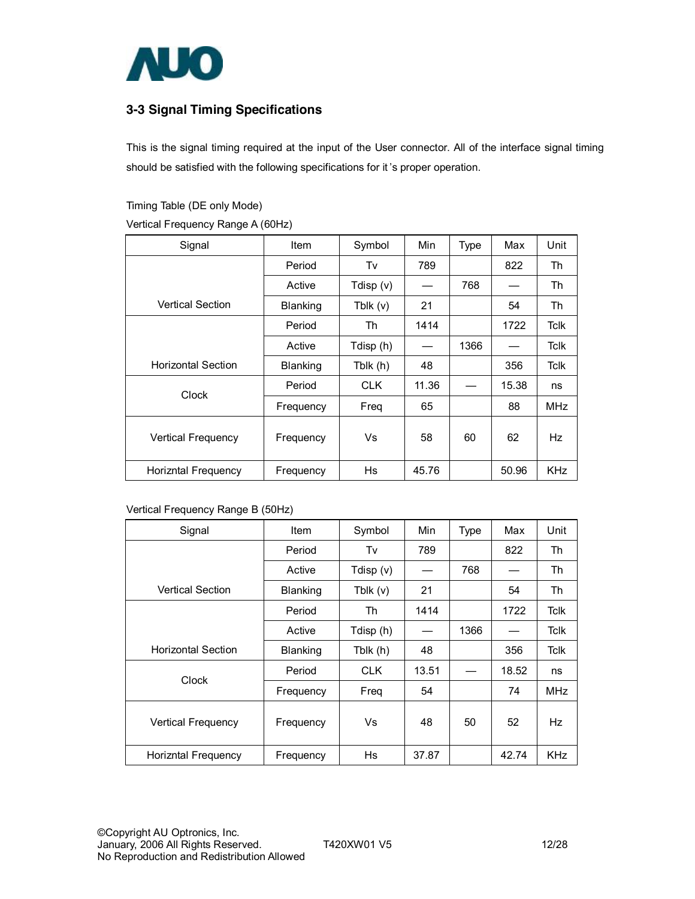## 3-3 Signal Timing Specifications

This is the signal timing required at the input of the User connector. All of the interface signal timing should be satisfied with the following specifications for it 's proper operation.

Timing Table (DE only Mode)

Vertical Frequency Range A (60Hz)

| Signal | Item | Symbol | Min | Type | Max | Unit |
|---|---|---|---|---|---|---|
| Vertical Section | Period | Tv | 789 | | 822 | Th |
| | Active | Tdisp (v) | — | 768 | — | Th |
| | Blanking | Tblk (v) | 21 | | 54 | Th |
| Horizontal Section | Period | Th | 1414 | | 1722 | Tclk |
| | Active | Tdisp (h) | — | 1366 | — | Tclk |
| | Blanking | Tblk (h) | 48 | | 356 | Tclk |
| Clock | Period | CLK | 11.36 | — | 15.38 | ns |
| | Frequency | Freq | 65 | | 88 | MHz |
| Vertical Frequency | Frequency | Vs | 58 | 60 | 62 | Hz |
| Horizntal Frequency | Frequency | Hs | 45.76 | | 50.96 | KHz |

Vertical Frequency Range B (50Hz)

| Signal | Item | Symbol | Min | Type | Max | Unit |
|---|---|---|---|---|---|---|
| Vertical Section | Period | Tv | 789 | | 822 | Th |
| | Active | Tdisp (v) | — | 768 | — | Th |
| | Blanking | Tblk (v) | 21 | | 54 | Th |
| Horizontal Section | Period | Th | 1414 | | 1722 | Tclk |
| | Active | Tdisp (h) | — | 1366 | — | Tclk |
| | Blanking | Tblk (h) | 48 | | 356 | Tclk |
| Clock | Period | CLK | 13.51 | — | 18.52 | ns |
| | Frequency | Freq | 54 | | 74 | MHz |
| Vertical Frequency | Frequency | Vs | 48 | 50 | 52 | Hz |
| Horizntal Frequency | Frequency | Hs | 37.87 | | 42.74 | KHz |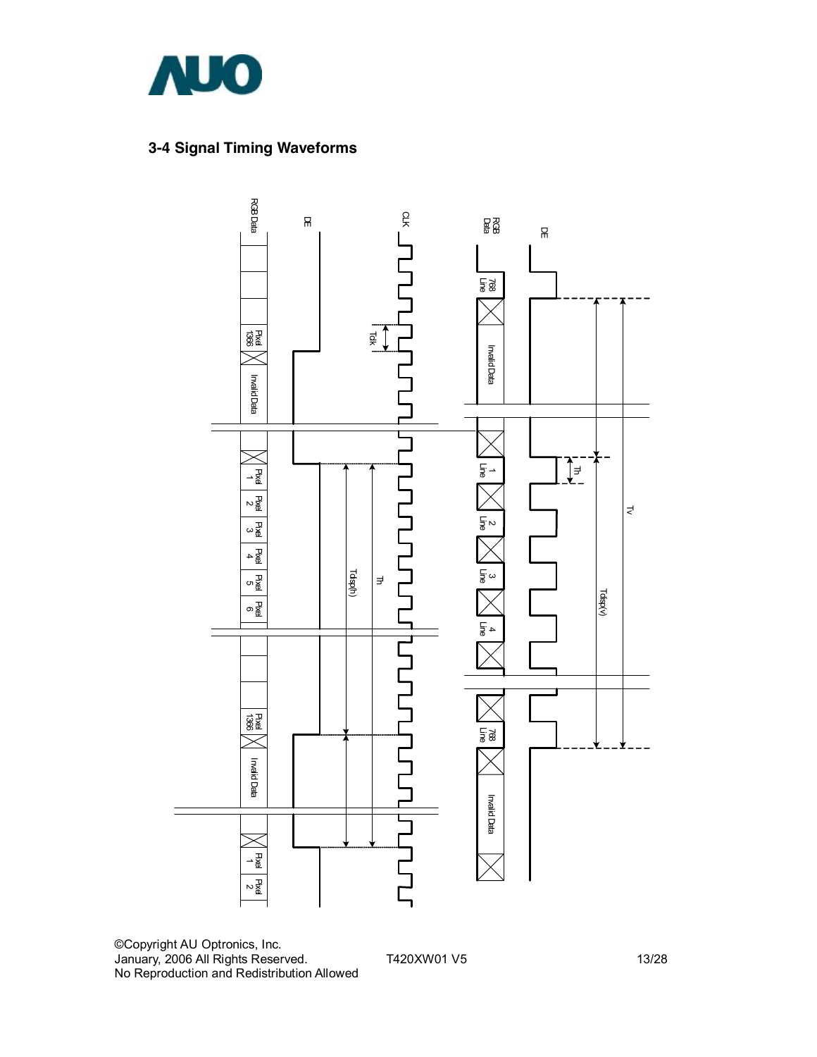### 3-4 Signal Timing Waveforms

RGB Data

DE

CLK

Tclk

Pixel 1366

Invalid Data

Pixel 1

Pixel 2

Pixel 3

Pixel 4

Pixel 5

Pixel 6

Tdisp(h)

Th

Pixel 1366

Invalid Data

Pixel 1

Pixel 2

RGB Data

DE

768 Line

Invalid Data

1 Line

2 Line

3 Line

4 Line

768 Line

Invalid Data

Th

Tv

Tdisp(v)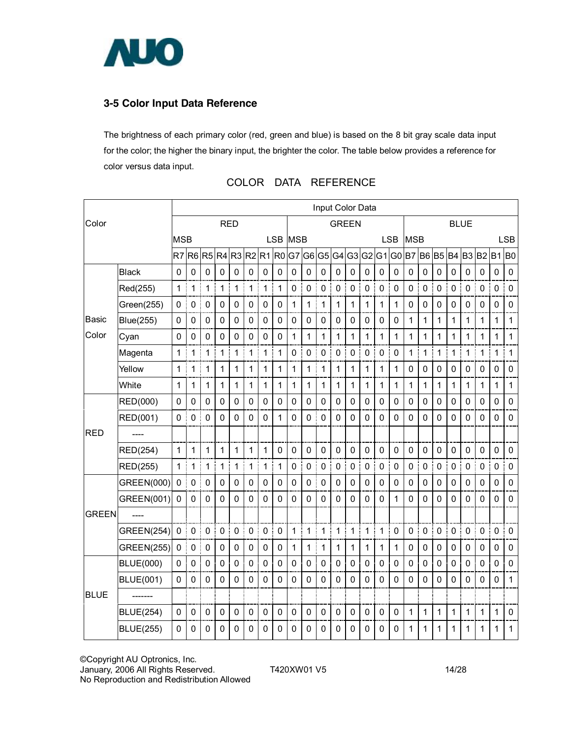## 3-5 Color Input Data Reference

The brightness of each primary color (red, green and blue) is based on the 8 bit gray scale data input for the color; the higher the binary input, the brighter the color. The table below provides a reference for color versus data input.

COLOR DATA REFERENCE

| Color | | Input Color Data | | | | | | | | | | | | | | | | | | | | | | | |
|---|---|---|---|---|---|---|---|---|---|---|---|---|---|---|---|---|---|---|---|---|---|---|---|---|---|
| | | RED | | | | | | | | GREEN | | | | | | | | BLUE | | | | | | | |
| | | MSB | | | | | | | LSB | MSB | | | | | | | LSB | MSB | | | | | | | LSB |
| | | R7 | R6 | R5 | R4 | R3 | R2 | R1 | R0 | G7 | G6 | G5 | G4 | G3 | G2 | G1 | G0 | B7 | B6 | B5 | B4 | B3 | B2 | B1 | B0 |
| Basic Color | Black | 0 | 0 | 0 | 0 | 0 | 0 | 0 | 0 | 0 | 0 | 0 | 0 | 0 | 0 | 0 | 0 | 0 | 0 | 0 | 0 | 0 | 0 | 0 | 0 |
| | Red(255) | 1 | 1 | 1 | 1 | 1 | 1 | 1 | 1 | 0 | 0 | 0 | 0 | 0 | 0 | 0 | 0 | 0 | 0 | 0 | 0 | 0 | 0 | 0 | 0 |
| | Green(255) | 0 | 0 | 0 | 0 | 0 | 0 | 0 | 0 | 1 | 1 | 1 | 1 | 1 | 1 | 1 | 1 | 0 | 0 | 0 | 0 | 0 | 0 | 0 | 0 |
| | Blue(255) | 0 | 0 | 0 | 0 | 0 | 0 | 0 | 0 | 0 | 0 | 0 | 0 | 0 | 0 | 0 | 0 | 1 | 1 | 1 | 1 | 1 | 1 | 1 | 1 |
| | Cyan | 0 | 0 | 0 | 0 | 0 | 0 | 0 | 0 | 1 | 1 | 1 | 1 | 1 | 1 | 1 | 1 | 1 | 1 | 1 | 1 | 1 | 1 | 1 | 1 |
| | Magenta | 1 | 1 | 1 | 1 | 1 | 1 | 1 | 1 | 0 | 0 | 0 | 0 | 0 | 0 | 0 | 0 | 1 | 1 | 1 | 1 | 1 | 1 | 1 | 1 |
| | Yellow | 1 | 1 | 1 | 1 | 1 | 1 | 1 | 1 | 1 | 1 | 1 | 1 | 1 | 1 | 1 | 1 | 0 | 0 | 0 | 0 | 0 | 0 | 0 | 0 |
| | White | 1 | 1 | 1 | 1 | 1 | 1 | 1 | 1 | 1 | 1 | 1 | 1 | 1 | 1 | 1 | 1 | 1 | 1 | 1 | 1 | 1 | 1 | 1 | 1 |
| RED | RED(000) | 0 | 0 | 0 | 0 | 0 | 0 | 0 | 0 | 0 | 0 | 0 | 0 | 0 | 0 | 0 | 0 | 0 | 0 | 0 | 0 | 0 | 0 | 0 | 0 |
| | RED(001) | 0 | 0 | 0 | 0 | 0 | 0 | 0 | 1 | 0 | 0 | 0 | 0 | 0 | 0 | 0 | 0 | 0 | 0 | 0 | 0 | 0 | 0 | 0 | 0 |
| | ---- | | | | | | | | | | | | | | | | | | | | | | | | |
| | RED(254) | 1 | 1 | 1 | 1 | 1 | 1 | 1 | 0 | 0 | 0 | 0 | 0 | 0 | 0 | 0 | 0 | 0 | 0 | 0 | 0 | 0 | 0 | 0 | 0 |
| | RED(255) | 1 | 1 | 1 | 1 | 1 | 1 | 1 | 1 | 0 | 0 | 0 | 0 | 0 | 0 | 0 | 0 | 0 | 0 | 0 | 0 | 0 | 0 | 0 | 0 |
| GREEN | GREEN(000) | 0 | 0 | 0 | 0 | 0 | 0 | 0 | 0 | 0 | 0 | 0 | 0 | 0 | 0 | 0 | 0 | 0 | 0 | 0 | 0 | 0 | 0 | 0 | 0 |
| | GREEN(001) | 0 | 0 | 0 | 0 | 0 | 0 | 0 | 0 | 0 | 0 | 0 | 0 | 0 | 0 | 0 | 1 | 0 | 0 | 0 | 0 | 0 | 0 | 0 | 0 |
| | ---- | | | | | | | | | | | | | | | | | | | | | | | | |
| | GREEN(254) | 0 | 0 | 0 | 0 | 0 | 0 | 0 | 0 | 1 | 1 | 1 | 1 | 1 | 1 | 1 | 0 | 0 | 0 | 0 | 0 | 0 | 0 | 0 | 0 |
| | GREEN(255) | 0 | 0 | 0 | 0 | 0 | 0 | 0 | 0 | 1 | 1 | 1 | 1 | 1 | 1 | 1 | 1 | 0 | 0 | 0 | 0 | 0 | 0 | 0 | 0 |
| BLUE | BLUE(000) | 0 | 0 | 0 | 0 | 0 | 0 | 0 | 0 | 0 | 0 | 0 | 0 | 0 | 0 | 0 | 0 | 0 | 0 | 0 | 0 | 0 | 0 | 0 | 0 |
| | BLUE(001) | 0 | 0 | 0 | 0 | 0 | 0 | 0 | 0 | 0 | 0 | 0 | 0 | 0 | 0 | 0 | 0 | 0 | 0 | 0 | 0 | 0 | 0 | 0 | 1 |
| | ------- | | | | | | | | | | | | | | | | | | | | | | | | |
| | BLUE(254) | 0 | 0 | 0 | 0 | 0 | 0 | 0 | 0 | 0 | 0 | 0 | 0 | 0 | 0 | 0 | 0 | 1 | 1 | 1 | 1 | 1 | 1 | 1 | 0 |
| | BLUE(255) | 0 | 0 | 0 | 0 | 0 | 0 | 0 | 0 | 0 | 0 | 0 | 0 | 0 | 0 | 0 | 0 | 1 | 1 | 1 | 1 | 1 | 1 | 1 | 1 |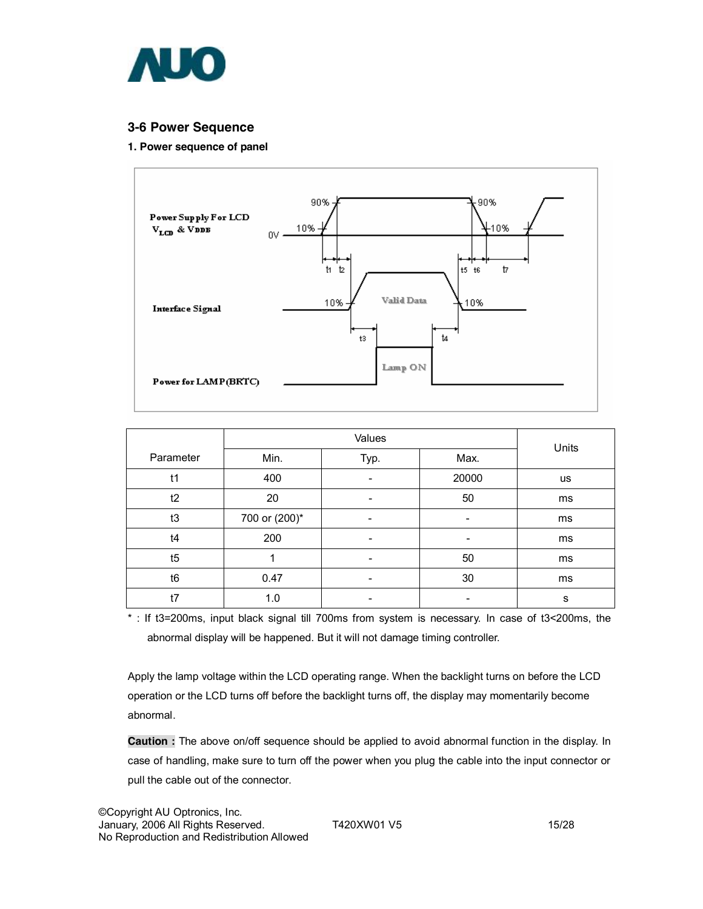## 3-6 Power Sequence

### 1. Power sequence of panel

Power Supply For LCD $V_{LCD}$ & $V_{DDB}$

90%

90%

10%

10%

0V

t1 t2

t5 t6

t7

Interface Signal

10%

Valid Data

10%

t3

t4

Power for LAMP(BRTC)

Lamp ON

| Parameter | Values | | | Units |
|---|---|---|---|---|
| | Min. | Typ. | Max. | |
| t1 | 400 | - | 20000 | us |
| t2 | 20 | - | 50 | ms |
| t3 | 700 or (200)* | - | - | ms |
| t4 | 200 | - | - | ms |
| t5 | 1 | - | 50 | ms |
| t6 | 0.47 | - | 30 | ms |
| t7 | 1.0 | - | - | s |

* : If t3=200ms, input black signal till 700ms from system is necessary. In case of t3<200ms, the abnormal display will be happened. But it will not damage timing controller.

Apply the lamp voltage within the LCD operating range. When the backlight turns on before the LCD operation or the LCD turns off before the backlight turns off, the display may momentarily become abnormal.

**Caution :** The above on/off sequence should be applied to avoid abnormal function in the display. In case of handling, make sure to turn off the power when you plug the cable into the input connector or pull the cable out of the connector.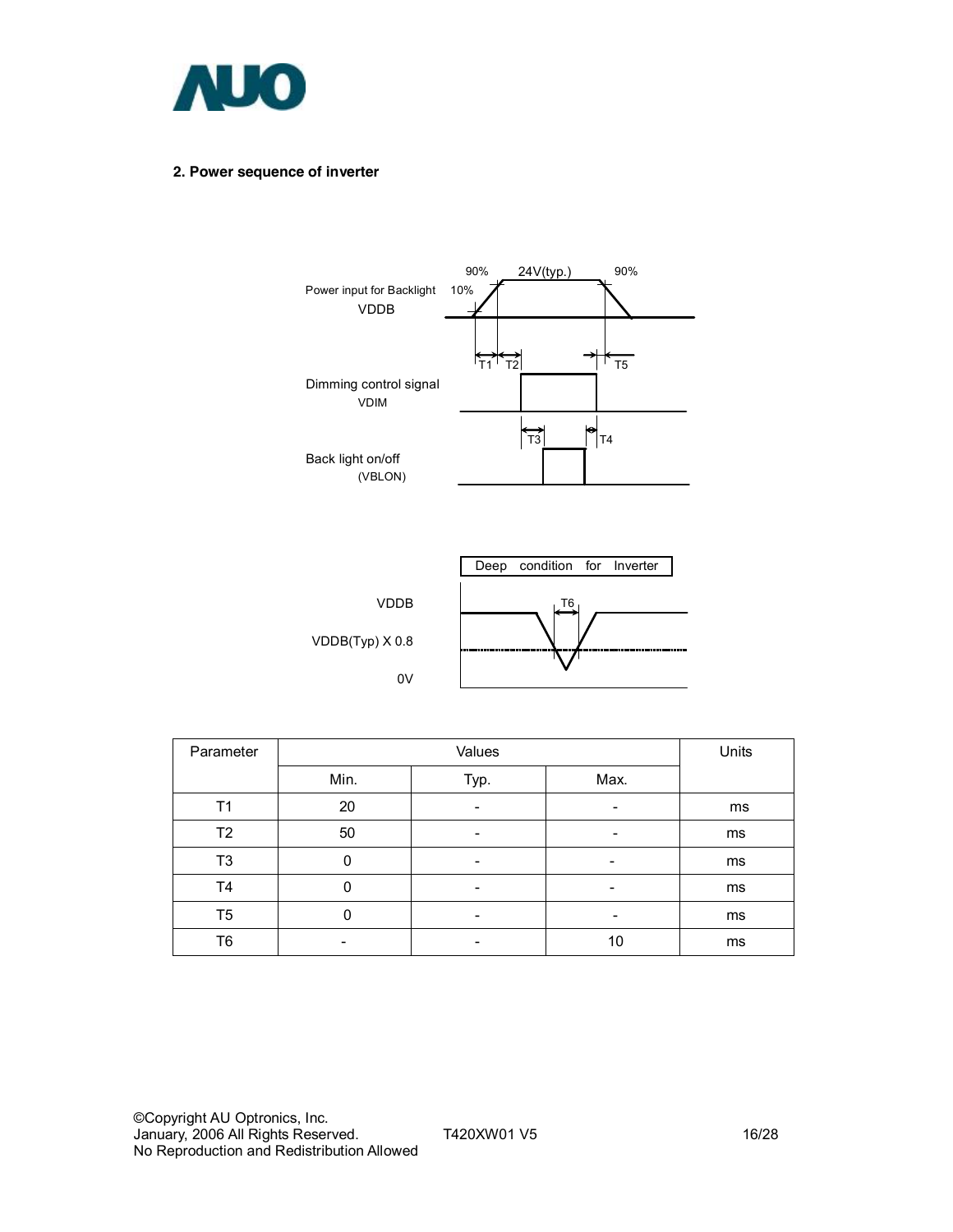## 2. Power sequence of inverter

Power input for Backlight VDDB

10%

90%

24V(typ.)

90%

T1 T2

T5

Dimming control signal VDIM

T3

T4

Back light on/off (VBLON)

Deep condition for Inverter

VDDB

VDDB(Typ) X 0.8

0V

T6

| Parameter | Values | | | Units |
|---|---|---|---|---|
| | Min. | Typ. | Max. | |
| T1 | 20 | - | - | ms |
| T2 | 50 | - | - | ms |
| T3 | 0 | - | - | ms |
| T4 | 0 | - | - | ms |
| T5 | 0 | - | - | ms |
| T6 | - | - | 10 | ms |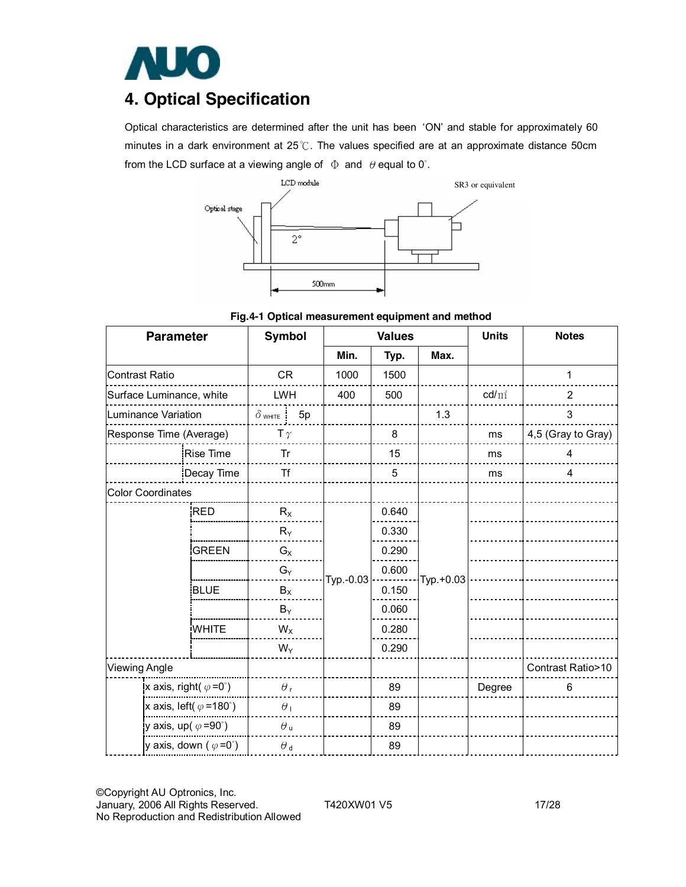# 4. Optical Specification

Optical characteristics are determined after the unit has been 'ON' and stable for approximately 60 minutes in a dark environment at 25℃. The values specified are at an approximate distance 50cm from the LCD surface at a viewing angle of Φ and θ equal to 0°.

LCD module

SR3 or equivalent

Optical stage

2°

500mm

**Fig.4-1 Optical measurement equipment and method**

| Parameter | | Symbol | | Values | | | Units | Notes |
|---|---|---|---|---|---|---|---|---|
| | | | | Min. | Typ. | Max. | | |
| Contrast Ratio | | CR | | 1000 | 1500 | | | 1 |
| Surface Luminance, white | | LWH | | 400 | 500 | | cd/㎡ | 2 |
| Luminance Variation | | $\delta_{WHITE}$ | 5p | | | 1.3 | | 3 |
| Response Time (Average) | | $T\gamma$ | | | 8 | | ms | 4,5 (Gray to Gray) |
| | Rise Time | Tr | | | 15 | | ms | 4 |
| | Decay Time | Tf | | | 5 | | ms | 4 |
| Color Coordinates | | | | | | | | |
| | RED | $R_X$ | | Typ.-0.03 | 0.640 | Typ.+0.03 | | |
| | | $R_Y$ | | | 0.330 | | | |
| | GREEN | $G_X$ | | | 0.290 | | | |
| | | $G_Y$ | | | 0.600 | | | |
| | BLUE | $B_X$ | | | 0.150 | | | |
| | | $B_Y$ | | | 0.060 | | | |
| | WHITE | $W_X$ | | | 0.280 | | | |
| | | $W_Y$ | | | 0.290 | | | |
| Viewing Angle | | | | | | | | Contrast Ratio>10 |
| | x axis, right( $\varphi$=0°) | $\theta_r$ | | | 89 | | Degree | 6 |
| | x axis, left( $\varphi$=180°) | $\theta_l$ | | | 89 | | | |
| | y axis, up( $\varphi$=90°) | $\theta_u$ | | | 89 | | | |
| | y axis, down ( $\varphi$=0°) | $\theta_d$ | | | 89 | | | |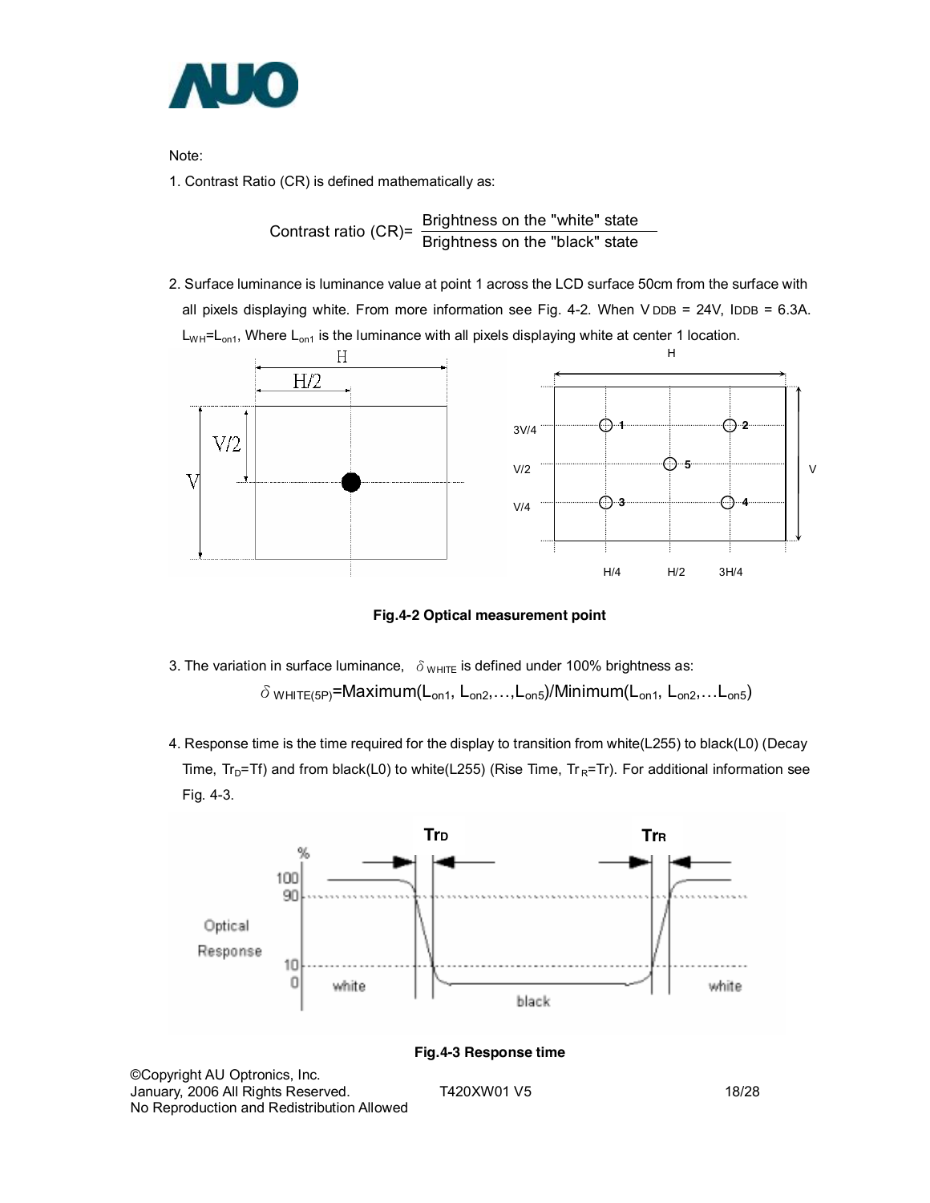Note:

1. Contrast Ratio (CR) is defined mathematically as:

$$\text{Contrast ratio (CR)} = \frac{\text{Brightness on the "white" state}}{\text{Brightness on the "black" state}}$$

2. Surface luminance is luminance value at point 1 across the LCD surface 50cm from the surface with all pixels displaying white. From more information see Fig. 4-2. When $V_{DDB}$ = 24V, $I_{DDB}$ = 6.3A. $L_{WH}=L_{on1}$, Where $L_{on1}$ is the luminance with all pixels displaying white at center 1 location.

H
H/2
V/2
V

H
3V/4
V/2
V/4
1
2
5
3
4
V
H/4
H/2
3H/4

**Fig.4-2 Optical measurement point**

3. The variation in surface luminance, $\delta_{WHITE}$ is defined under 100% brightness as:

$$\delta_{WHITE(5P)} = \text{Maximum}(L_{on1}, L_{on2}, \ldots, L_{on5}) / \text{Minimum}(L_{on1}, L_{on2}, \ldots L_{on5})$$

4. Response time is the time required for the display to transition from white(L255) to black(L0) (Decay Time, $Tr_D$=Tf) and from black(L0) to white(L255) (Rise Time, $Tr_R$=Tr). For additional information see Fig. 4-3.

TrD
TrR
%
100
90
Optical
Response
10
0
white
black
white

**Fig.4-3 Response time**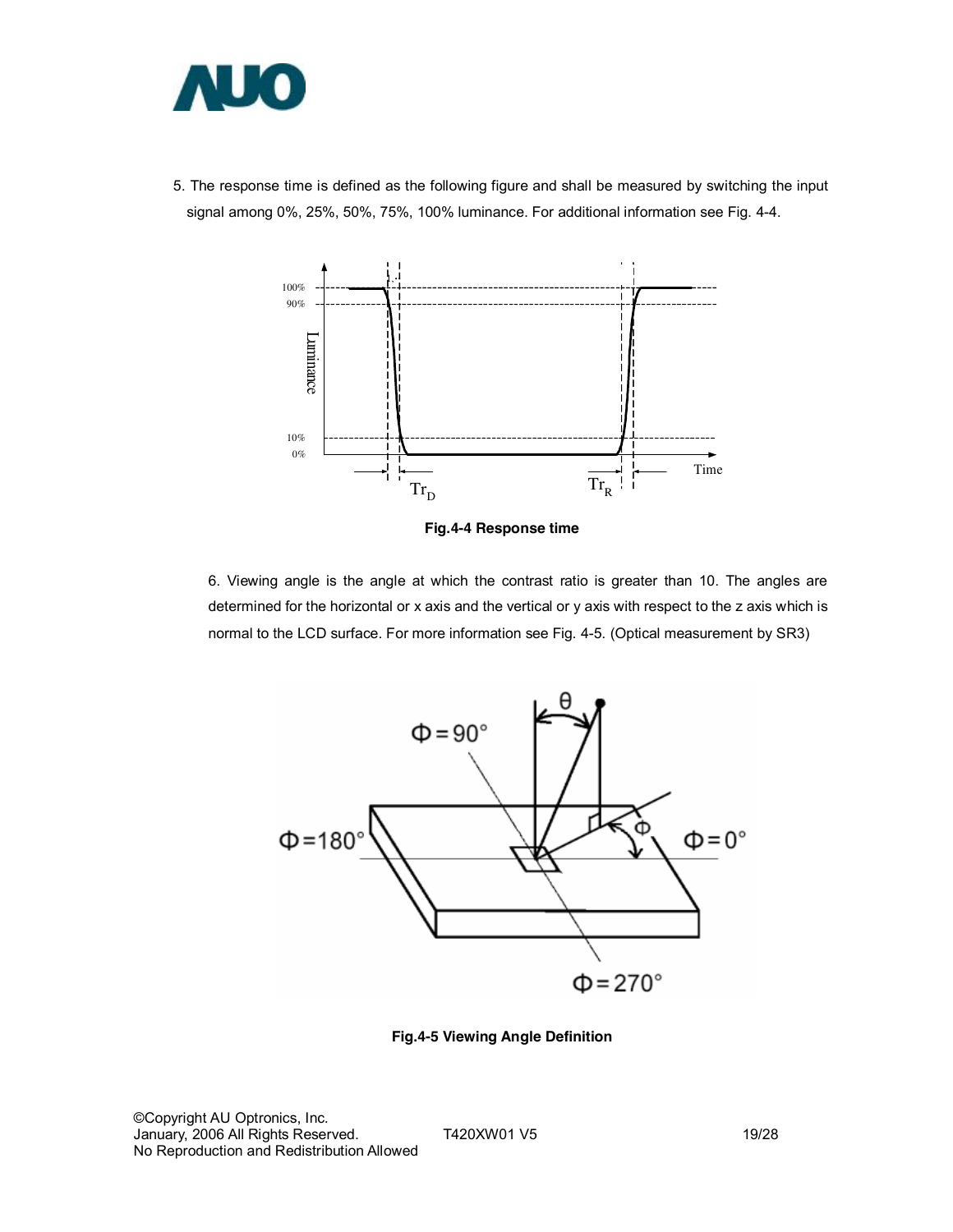5. The response time is defined as the following figure and shall be measured by switching the input signal among 0%, 25%, 50%, 75%, 100% luminance. For additional information see Fig. 4-4.

100%
90%
Luminance
10%
0%
Time
$Tr_D$
$Tr_R$

**Fig.4-4 Response time**

6. Viewing angle is the angle at which the contrast ratio is greater than 10. The angles are determined for the horizontal or x axis and the vertical or y axis with respect to the z axis which is normal to the LCD surface. For more information see Fig. 4-5. (Optical measurement by SR3)

θ
Φ=90°
Φ=180°
Φ
Φ=0°
Φ=270°

**Fig.4-5 Viewing Angle Definition**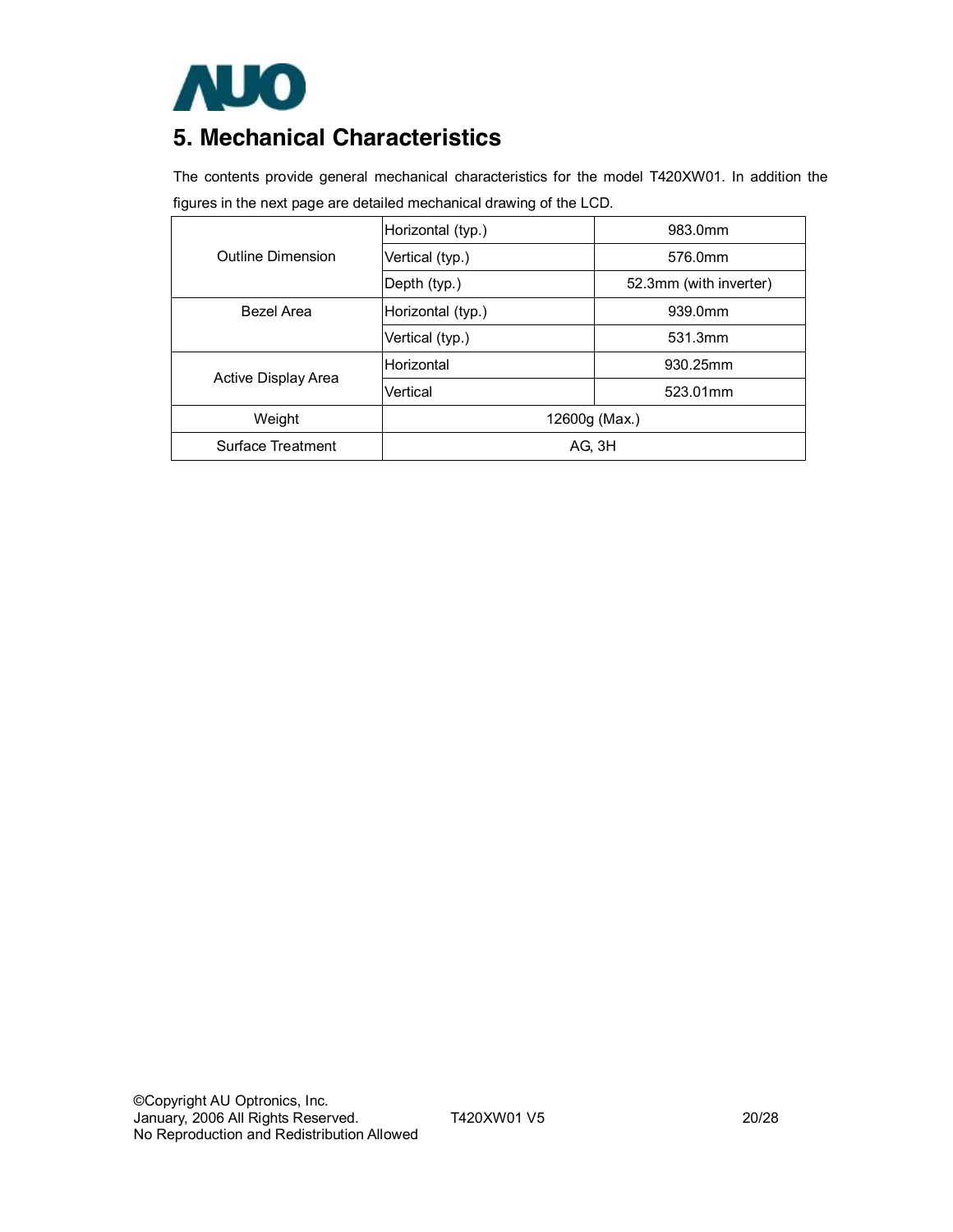## 5. Mechanical Characteristics

The contents provide general mechanical characteristics for the model T420XW01. In addition the figures in the next page are detailed mechanical drawing of the LCD.

| | | |
|---|---|---|
| Outline Dimension | Horizontal (typ.) | 983.0mm |
| | Vertical (typ.) | 576.0mm |
| | Depth (typ.) | 52.3mm (with inverter) |
| Bezel Area | Horizontal (typ.) | 939.0mm |
| | Vertical (typ.) | 531.3mm |
| Active Display Area | Horizontal | 930.25mm |
| | Vertical | 523.01mm |
| Weight | 12600g (Max.) | |
| Surface Treatment | AG, 3H | |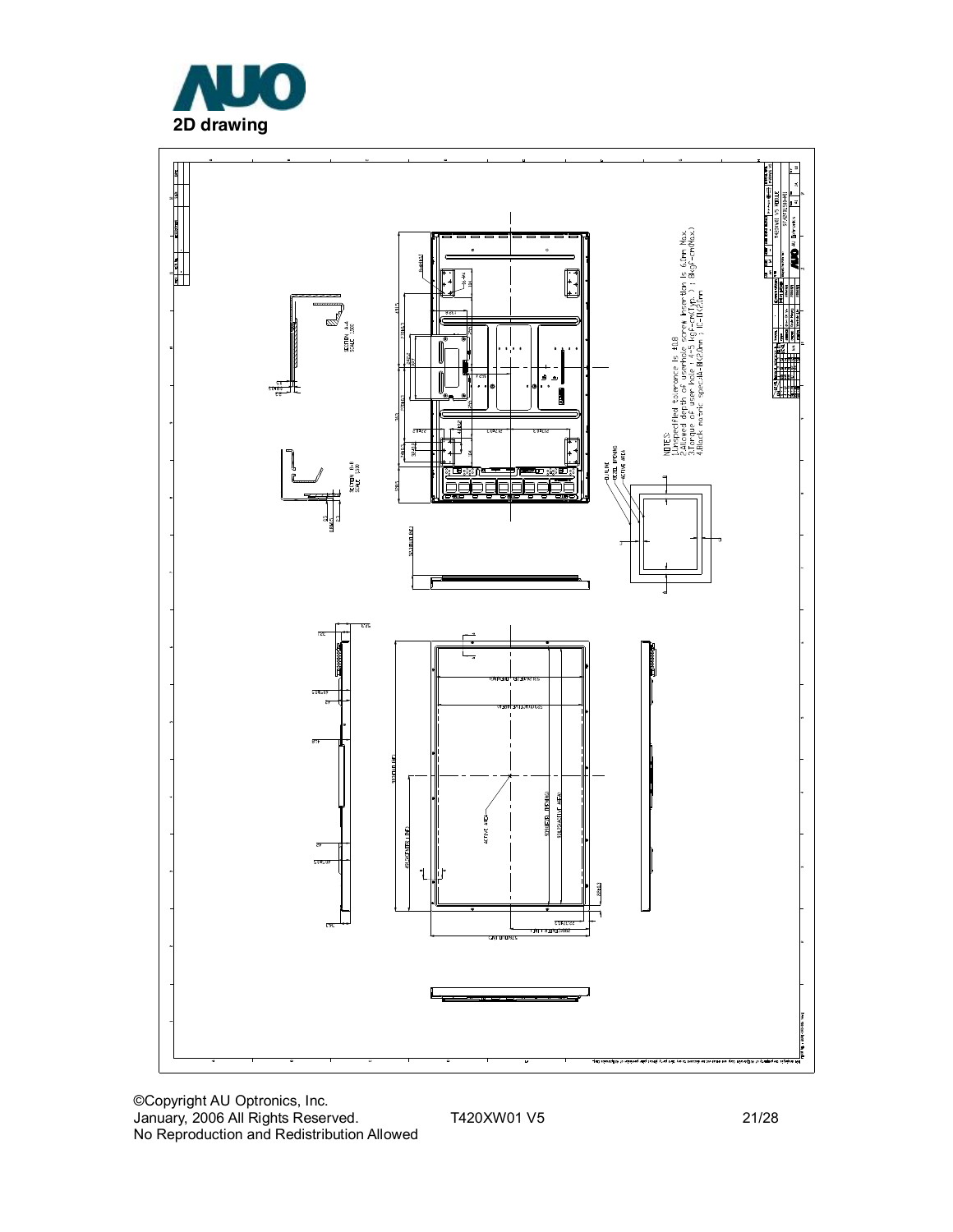## 2D drawing

NOTES:
1.Unspecified tolerance is ±0.8
2.Allowed depth of userhole screw insertion is 6.0mm Max.
3.Torque of user hole : 4~5 kgf-cm(Typ.) ; 8kgf-cm(Max.)
4.Black mark spec: ϕ≤2.0mm ; E=1/0.5mm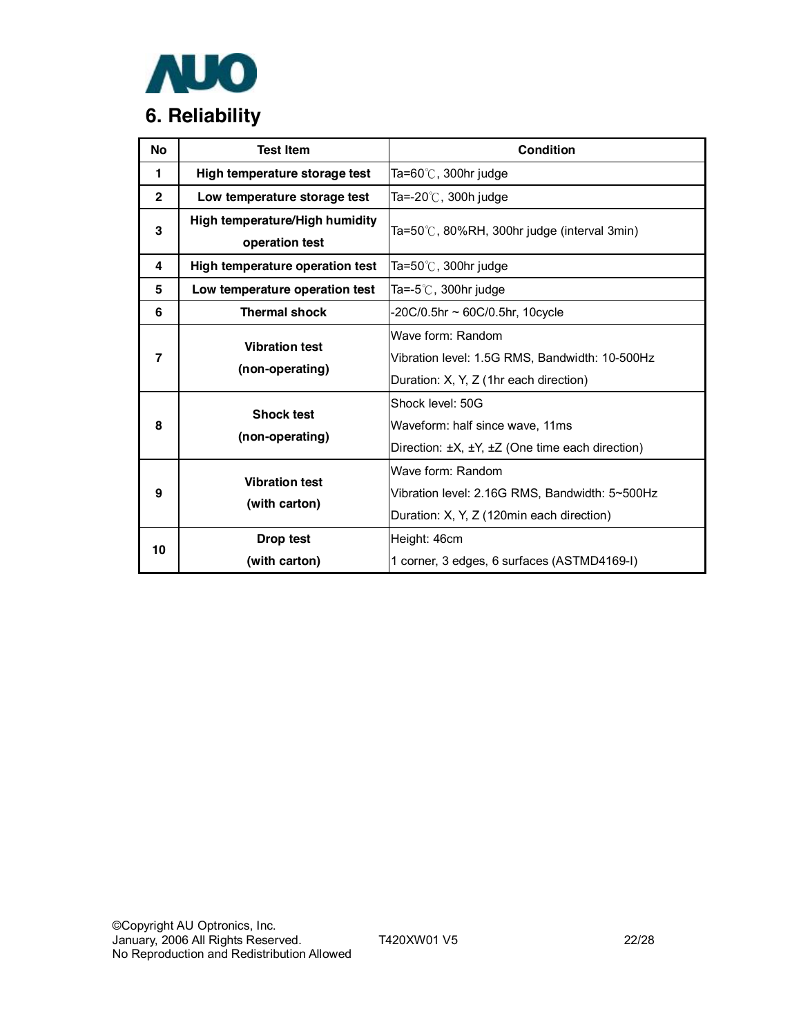## 6. Reliability

| No | Test Item | Condition |
|---|---|---|
| 1 | High temperature storage test | Ta=60℃, 300hr judge |
| 2 | Low temperature storage test | Ta=-20℃, 300h judge |
| 3 | High temperature/High humidity operation test | Ta=50℃, 80%RH, 300hr judge (interval 3min) |
| 4 | High temperature operation test | Ta=50℃, 300hr judge |
| 5 | Low temperature operation test | Ta=-5℃, 300hr judge |
| 6 | Thermal shock | -20C/0.5hr ~ 60C/0.5hr, 10cycle |
| 7 | Vibration test (non-operating) | Wave form: Random<br>Vibration level: 1.5G RMS, Bandwidth: 10-500Hz<br>Duration: X, Y, Z (1hr each direction) |
| 8 | Shock test (non-operating) | Shock level: 50G<br>Waveform: half since wave, 11ms<br>Direction: ±X, ±Y, ±Z (One time each direction) |
| 9 | Vibration test (with carton) | Wave form: Random<br>Vibration level: 2.16G RMS, Bandwidth: 5~500Hz<br>Duration: X, Y, Z (120min each direction) |
| 10 | Drop test (with carton) | Height: 46cm<br>1 corner, 3 edges, 6 surfaces (ASTMD4169-I) |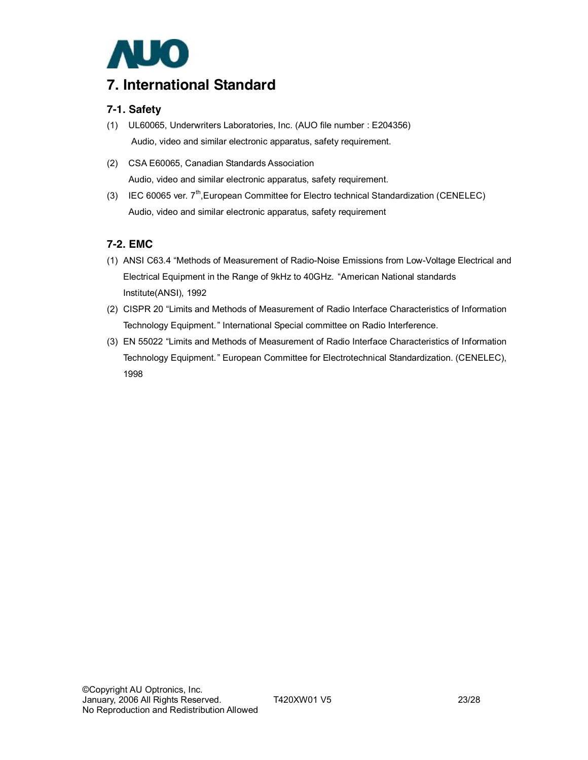# 7. International Standard

## 7-1. Safety

(1) UL60065, Underwriters Laboratories, Inc. (AUO file number : E204356)
Audio, video and similar electronic apparatus, safety requirement.

(2) CSA E60065, Canadian Standards Association
Audio, video and similar electronic apparatus, safety requirement.

(3) IEC 60065 ver. 7th,European Committee for Electro technical Standardization (CENELEC)
Audio, video and similar electronic apparatus, safety requirement

## 7-2. EMC

(1) ANSI C63.4 “Methods of Measurement of Radio-Noise Emissions from Low-Voltage Electrical and Electrical Equipment in the Range of 9kHz to 40GHz. “American National standards Institute(ANSI), 1992

(2) CISPR 20 “Limits and Methods of Measurement of Radio Interface Characteristics of Information Technology Equipment.” International Special committee on Radio Interference.

(3) EN 55022 “Limits and Methods of Measurement of Radio Interface Characteristics of Information Technology Equipment.” European Committee for Electrotechnical Standardization. (CENELEC), 1998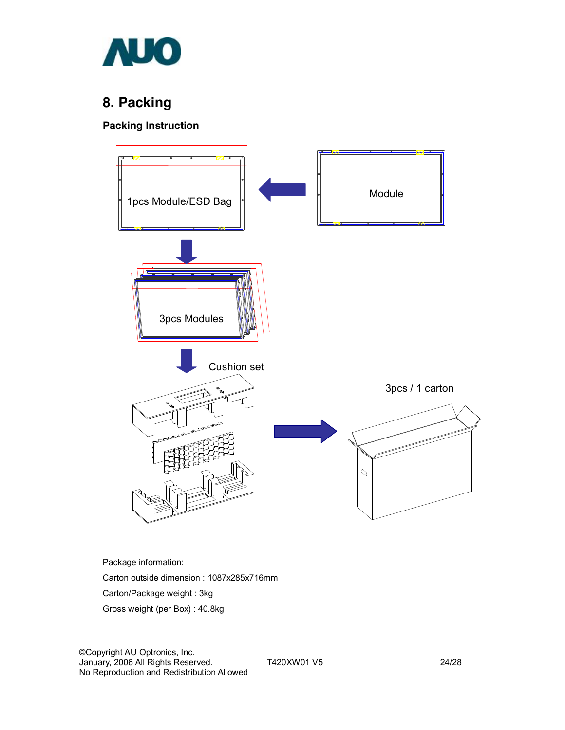## 8. Packing

### Packing Instruction

1pcs Module/ESD Bag

Module

3pcs Modules

Cushion set

3pcs / 1 carton

Package information:

Carton outside dimension : 1087x285x716mm

Carton/Package weight : 3kg

Gross weight (per Box) : 40.8kg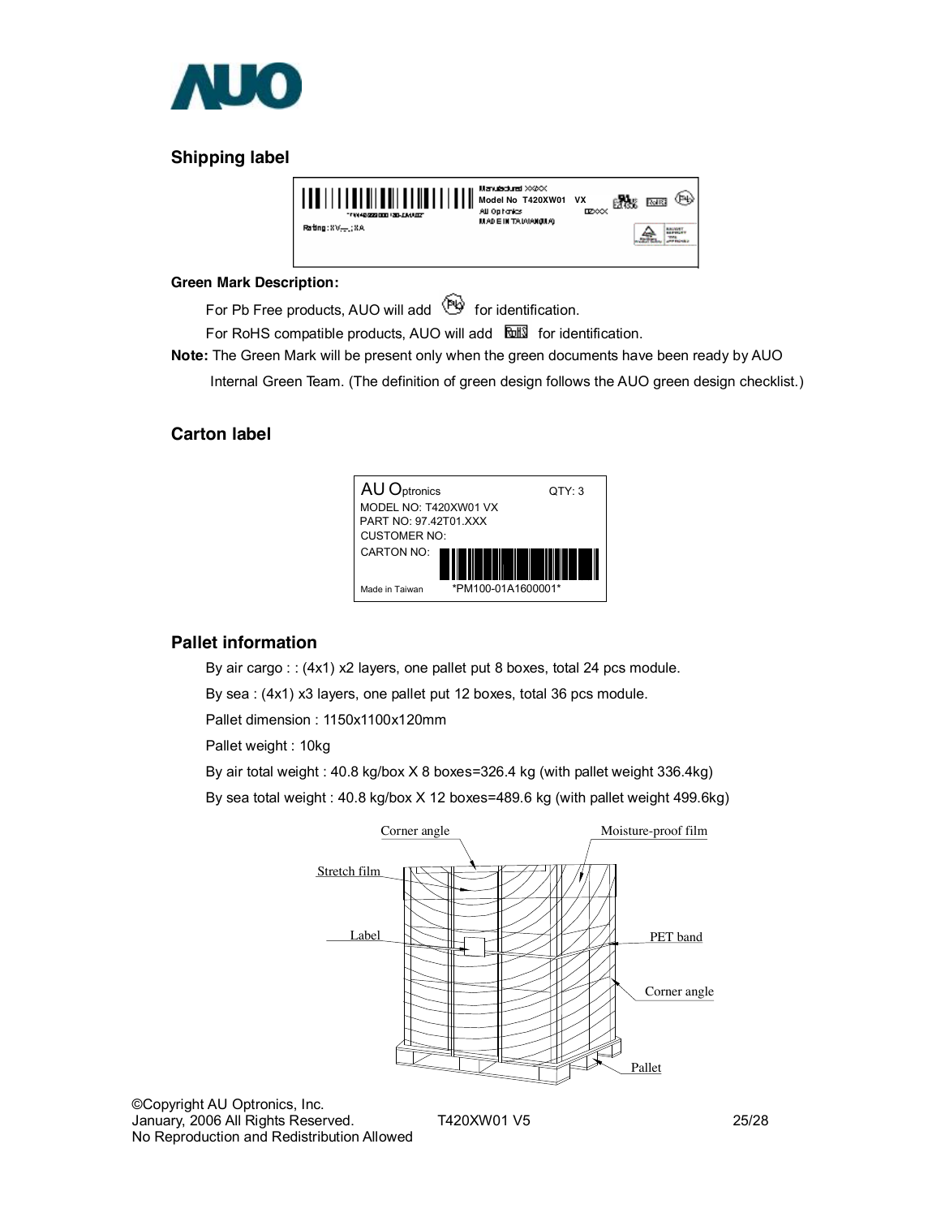## Shipping label

Green Mark Description:

For Pb Free products, AUO will add for identification.

For RoHS compatible products, AUO will add for identification.

**Note:** The Green Mark will be present only when the green documents have been ready by AUO Internal Green Team. (The definition of green design follows the AUO green design checklist.)

## Carton label

AU Optronics QTY: 3
MODEL NO: T420XW01 VX
PART NO: 97.42T01.XXX
CUSTOMER NO:
CARTON NO:
Made in Taiwan *PM100-01A1600001*

## Pallet information

By air cargo : : (4x1) x2 layers, one pallet put 8 boxes, total 24 pcs module.

By sea : (4x1) x3 layers, one pallet put 12 boxes, total 36 pcs module.

Pallet dimension : 1150x1100x120mm

Pallet weight : 10kg

By air total weight : 40.8 kg/box X 8 boxes=326.4 kg (with pallet weight 336.4kg)

By sea total weight : 40.8 kg/box X 12 boxes=489.6 kg (with pallet weight 499.6kg)

Corner angle
Moisture-proof film
Stretch film
Label
PET band
Corner angle
Pallet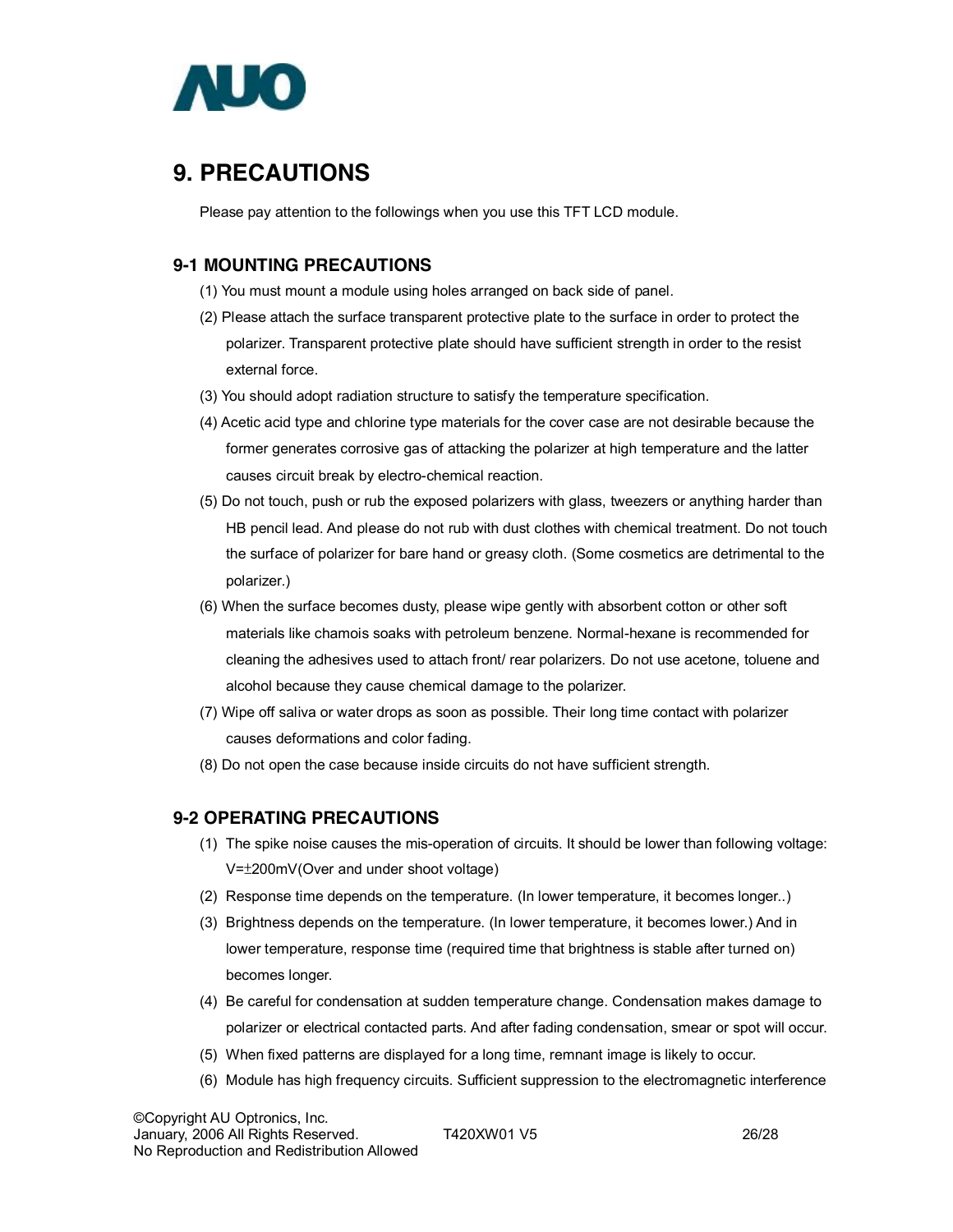# 9. PRECAUTIONS

Please pay attention to the followings when you use this TFT LCD module.

## 9-1 MOUNTING PRECAUTIONS

(1) You must mount a module using holes arranged on back side of panel.

(2) Please attach the surface transparent protective plate to the surface in order to protect the polarizer. Transparent protective plate should have sufficient strength in order to the resist external force.

(3) You should adopt radiation structure to satisfy the temperature specification.

(4) Acetic acid type and chlorine type materials for the cover case are not desirable because the former generates corrosive gas of attacking the polarizer at high temperature and the latter causes circuit break by electro-chemical reaction.

(5) Do not touch, push or rub the exposed polarizers with glass, tweezers or anything harder than HB pencil lead. And please do not rub with dust clothes with chemical treatment. Do not touch the surface of polarizer for bare hand or greasy cloth. (Some cosmetics are detrimental to the polarizer.)

(6) When the surface becomes dusty, please wipe gently with absorbent cotton or other soft materials like chamois soaks with petroleum benzene. Normal-hexane is recommended for cleaning the adhesives used to attach front/ rear polarizers. Do not use acetone, toluene and alcohol because they cause chemical damage to the polarizer.

(7) Wipe off saliva or water drops as soon as possible. Their long time contact with polarizer causes deformations and color fading.

(8) Do not open the case because inside circuits do not have sufficient strength.

## 9-2 OPERATING PRECAUTIONS

(1) The spike noise causes the mis-operation of circuits. It should be lower than following voltage: $V=\pm200mV$(Over and under shoot voltage)

(2) Response time depends on the temperature. (In lower temperature, it becomes longer..)

(3) Brightness depends on the temperature. (In lower temperature, it becomes lower.) And in lower temperature, response time (required time that brightness is stable after turned on) becomes longer.

(4) Be careful for condensation at sudden temperature change. Condensation makes damage to polarizer or electrical contacted parts. And after fading condensation, smear or spot will occur.

(5) When fixed patterns are displayed for a long time, remnant image is likely to occur.

(6) Module has high frequency circuits. Sufficient suppression to the electromagnetic interference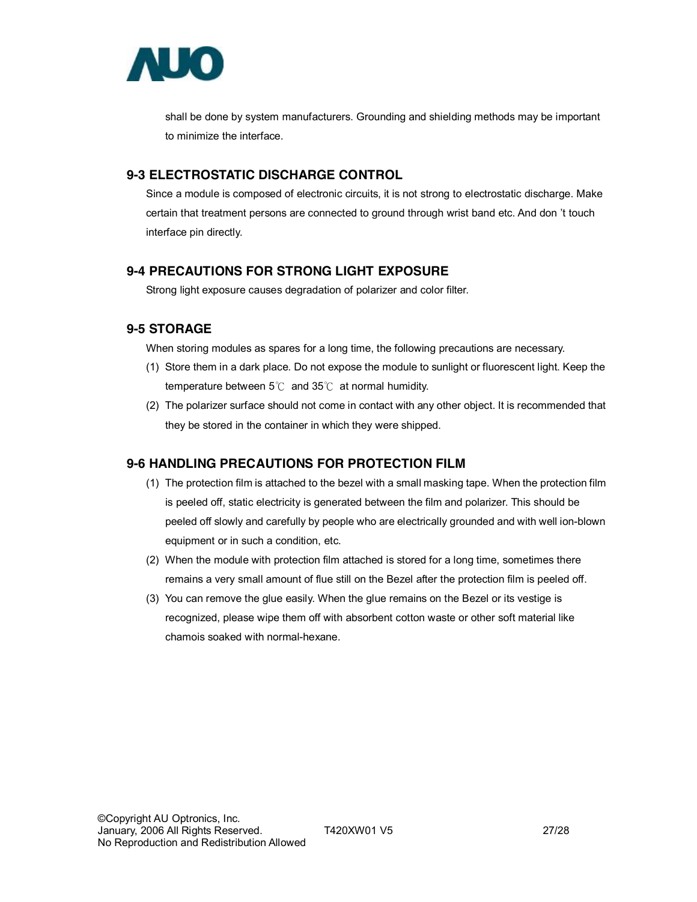shall be done by system manufacturers. Grounding and shielding methods may be important to minimize the interface.

### 9-3 ELECTROSTATIC DISCHARGE CONTROL

Since a module is composed of electronic circuits, it is not strong to electrostatic discharge. Make certain that treatment persons are connected to ground through wrist band etc. And don 't touch interface pin directly.

### 9-4 PRECAUTIONS FOR STRONG LIGHT EXPOSURE

Strong light exposure causes degradation of polarizer and color filter.

### 9-5 STORAGE

When storing modules as spares for a long time, the following precautions are necessary.

(1) Store them in a dark place. Do not expose the module to sunlight or fluorescent light. Keep the temperature between 5℃ and 35℃ at normal humidity.

(2) The polarizer surface should not come in contact with any other object. It is recommended that they be stored in the container in which they were shipped.

### 9-6 HANDLING PRECAUTIONS FOR PROTECTION FILM

(1) The protection film is attached to the bezel with a small masking tape. When the protection film is peeled off, static electricity is generated between the film and polarizer. This should be peeled off slowly and carefully by people who are electrically grounded and with well ion-blown equipment or in such a condition, etc.

(2) When the module with protection film attached is stored for a long time, sometimes there remains a very small amount of flue still on the Bezel after the protection film is peeled off.

(3) You can remove the glue easily. When the glue remains on the Bezel or its vestige is recognized, please wipe them off with absorbent cotton waste or other soft material like chamois soaked with normal-hexane.